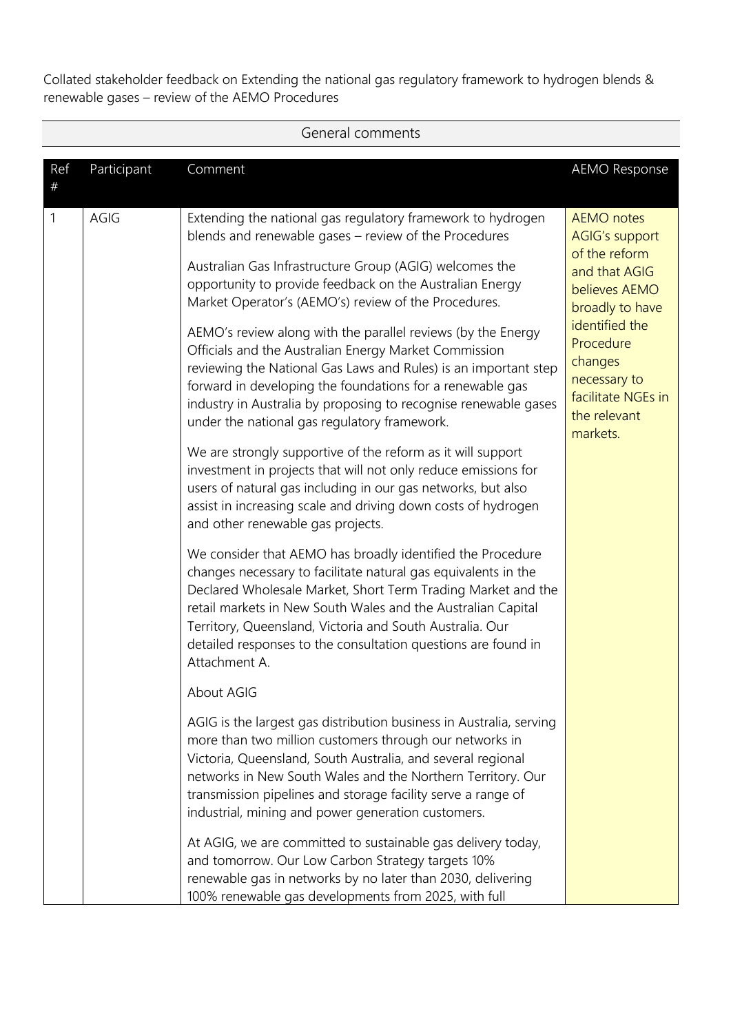Collated stakeholder feedback on Extending the national gas regulatory framework to hydrogen blends & renewable gases – review of the AEMO Procedures

## General comments

| Ref # | Participant | Comment | AEMO Response |
| --- | --- | --- | --- |
| 1 | AGIG | Extending the national gas regulatory framework to hydrogen blends and renewable gases – review of the Procedures<br><br>Australian Gas Infrastructure Group (AGIG) welcomes the opportunity to provide feedback on the Australian Energy Market Operator's (AEMO's) review of the Procedures.<br><br>AEMO's review along with the parallel reviews (by the Energy Officials and the Australian Energy Market Commission reviewing the National Gas Laws and Rules) is an important step forward in developing the foundations for a renewable gas industry in Australia by proposing to recognise renewable gases under the national gas regulatory framework.<br><br>We are strongly supportive of the reform as it will support investment in projects that will not only reduce emissions for users of natural gas including in our gas networks, but also assist in increasing scale and driving down costs of hydrogen and other renewable gas projects.<br><br>We consider that AEMO has broadly identified the Procedure changes necessary to facilitate natural gas equivalents in the Declared Wholesale Market, Short Term Trading Market and the retail markets in New South Wales and the Australian Capital Territory, Queensland, Victoria and South Australia. Our detailed responses to the consultation questions are found in Attachment A.<br><br>About AGIG<br><br>AGIG is the largest gas distribution business in Australia, serving more than two million customers through our networks in Victoria, Queensland, South Australia, and several regional networks in New South Wales and the Northern Territory. Our transmission pipelines and storage facility serve a range of industrial, mining and power generation customers.<br><br>At AGIG, we are committed to sustainable gas delivery today, and tomorrow. Our Low Carbon Strategy targets 10% renewable gas in networks by no later than 2030, delivering 100% renewable gas developments from 2025, with full | AEMO notes AGIG's support of the reform and that AGIG believes AEMO broadly to have identified the Procedure changes necessary to facilitate NGEs in the relevant markets. |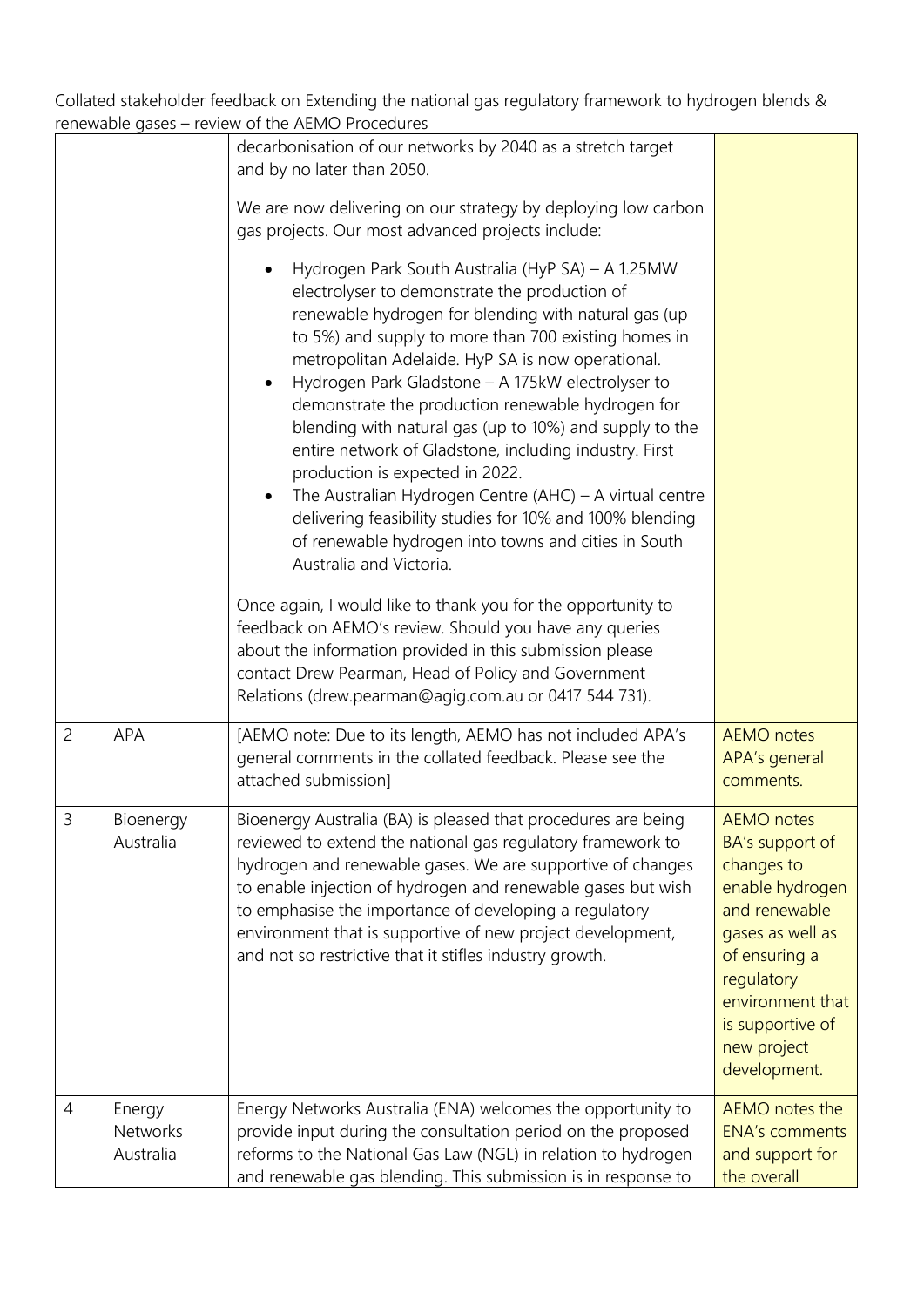Collated stakeholder feedback on Extending the national gas regulatory framework to hydrogen blends & renewable gases – review of the AEMO Procedures

| | | | |
|---|---|---|---|
| | | decarbonisation of our networks by 2040 as a stretch target and by no later than 2050.<br><br>We are now delivering on our strategy by deploying low carbon gas projects. Our most advanced projects include:<br><br>• Hydrogen Park South Australia (HyP SA) – A 1.25MW electrolyser to demonstrate the production of renewable hydrogen for blending with natural gas (up to 5%) and supply to more than 700 existing homes in metropolitan Adelaide. HyP SA is now operational.<br>• Hydrogen Park Gladstone – A 175kW electrolyser to demonstrate the production renewable hydrogen for blending with natural gas (up to 10%) and supply to the entire network of Gladstone, including industry. First production is expected in 2022.<br>• The Australian Hydrogen Centre (AHC) – A virtual centre delivering feasibility studies for 10% and 100% blending of renewable hydrogen into towns and cities in South Australia and Victoria.<br><br>Once again, I would like to thank you for the opportunity to feedback on AEMO's review. Should you have any queries about the information provided in this submission please contact Drew Pearman, Head of Policy and Government Relations (drew.pearman@agig.com.au or 0417 544 731). | |
| 2 | APA | [AEMO note: Due to its length, AEMO has not included APA's general comments in the collated feedback. Please see the attached submission] | AEMO notes APA's general comments. |
| 3 | Bioenergy Australia | Bioenergy Australia (BA) is pleased that procedures are being reviewed to extend the national gas regulatory framework to hydrogen and renewable gases. We are supportive of changes to enable injection of hydrogen and renewable gases but wish to emphasise the importance of developing a regulatory environment that is supportive of new project development, and not so restrictive that it stifles industry growth. | AEMO notes BA's support of changes to enable hydrogen and renewable gases as well as of ensuring a regulatory environment that is supportive of new project development. |
| 4 | Energy Networks Australia | Energy Networks Australia (ENA) welcomes the opportunity to provide input during the consultation period on the proposed reforms to the National Gas Law (NGL) in relation to hydrogen and renewable gas blending. This submission is in response to | AEMO notes the ENA's comments and support for the overall |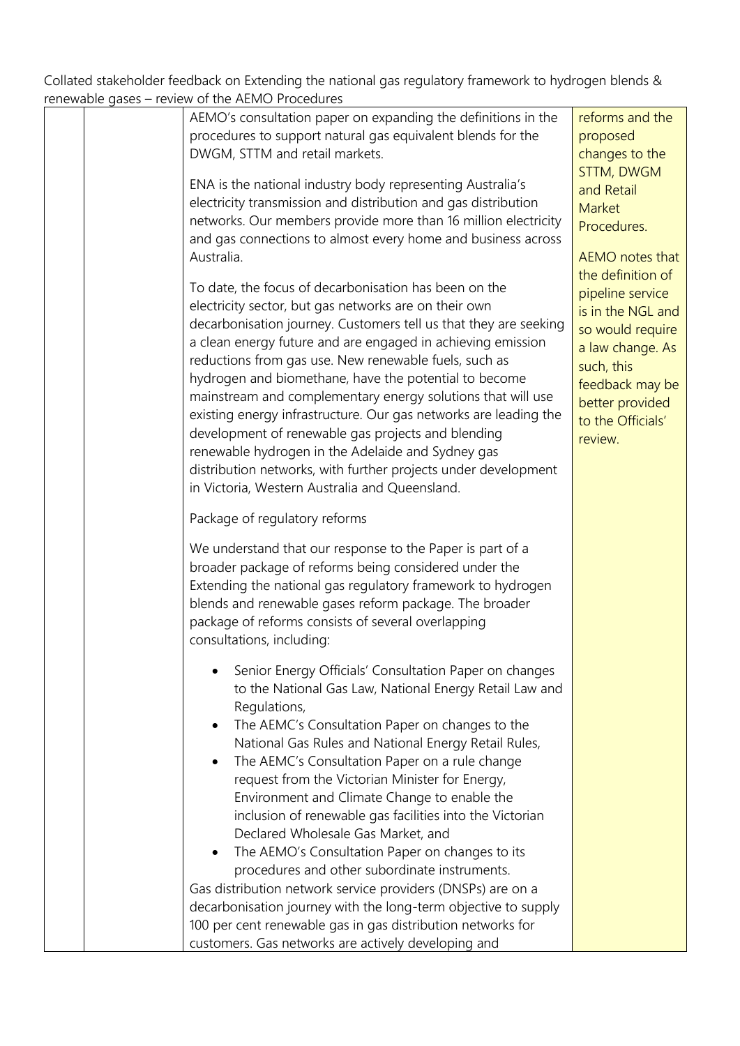Collated stakeholder feedback on Extending the national gas regulatory framework to hydrogen blends & renewable gases – review of the AEMO Procedures

| | | | |
|---|---|---|---|
| | | AEMO's consultation paper on expanding the definitions in the procedures to support natural gas equivalent blends for the DWGM, STTM and retail markets.<br><br>ENA is the national industry body representing Australia's electricity transmission and distribution and gas distribution networks. Our members provide more than 16 million electricity and gas connections to almost every home and business across Australia.<br><br>To date, the focus of decarbonisation has been on the electricity sector, but gas networks are on their own decarbonisation journey. Customers tell us that they are seeking a clean energy future and are engaged in achieving emission reductions from gas use. New renewable fuels, such as hydrogen and biomethane, have the potential to become mainstream and complementary energy solutions that will use existing energy infrastructure. Our gas networks are leading the development of renewable gas projects and blending renewable hydrogen in the Adelaide and Sydney gas distribution networks, with further projects under development in Victoria, Western Australia and Queensland.<br><br>Package of regulatory reforms<br><br>We understand that our response to the Paper is part of a broader package of reforms being considered under the Extending the national gas regulatory framework to hydrogen blends and renewable gases reform package. The broader package of reforms consists of several overlapping consultations, including:<br><br>• Senior Energy Officials' Consultation Paper on changes to the National Gas Law, National Energy Retail Law and Regulations,<br>• The AEMC's Consultation Paper on changes to the National Gas Rules and National Energy Retail Rules,<br>• The AEMC's Consultation Paper on a rule change request from the Victorian Minister for Energy, Environment and Climate Change to enable the inclusion of renewable gas facilities into the Victorian Declared Wholesale Gas Market, and<br>• The AEMO's Consultation Paper on changes to its procedures and other subordinate instruments.<br><br>Gas distribution network service providers (DNSPs) are on a decarbonisation journey with the long-term objective to supply 100 per cent renewable gas in gas distribution networks for customers. Gas networks are actively developing and | reforms and the proposed changes to the STTM, DWGM and Retail Market Procedures.<br><br>AEMO notes that the definition of pipeline service is in the NGL and so would require a law change. As such, this feedback may be better provided to the Officials' review. |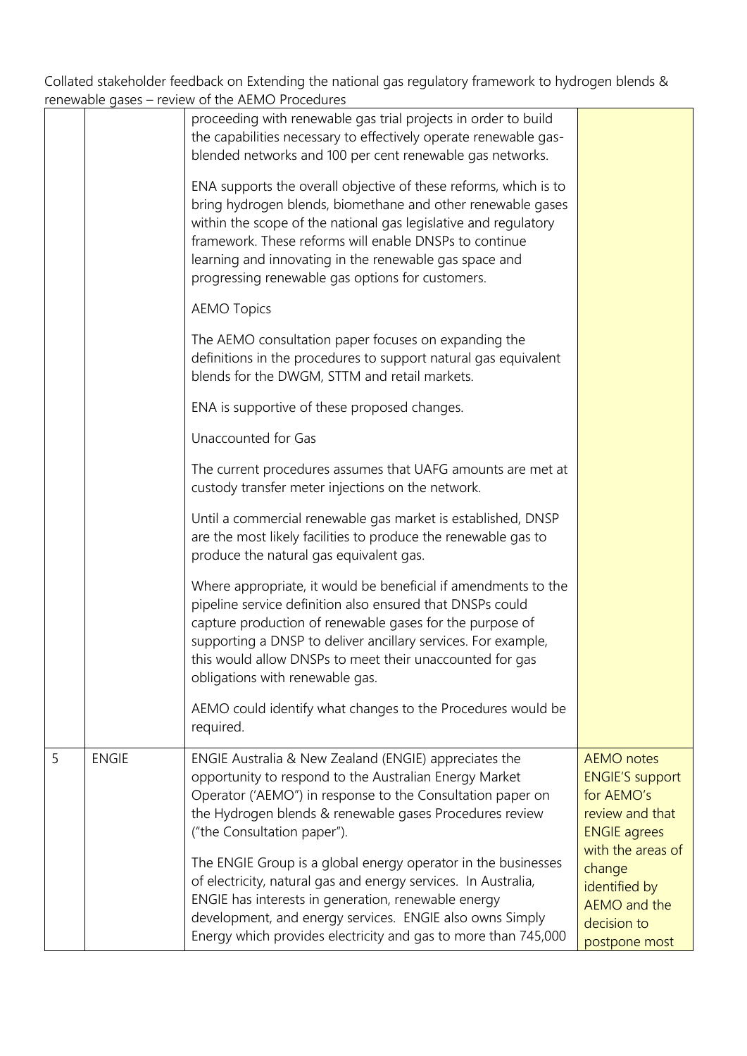Collated stakeholder feedback on Extending the national gas regulatory framework to hydrogen blends & renewable gases – review of the AEMO Procedures

| | | | |
|---|---|---|---|
| | | proceeding with renewable gas trial projects in order to build the capabilities necessary to effectively operate renewable gas-blended networks and 100 per cent renewable gas networks.<br><br>ENA supports the overall objective of these reforms, which is to bring hydrogen blends, biomethane and other renewable gases within the scope of the national gas legislative and regulatory framework. These reforms will enable DNSPs to continue learning and innovating in the renewable gas space and progressing renewable gas options for customers.<br><br>AEMO Topics<br><br>The AEMO consultation paper focuses on expanding the definitions in the procedures to support natural gas equivalent blends for the DWGM, STTM and retail markets.<br><br>ENA is supportive of these proposed changes.<br><br>Unaccounted for Gas<br><br>The current procedures assumes that UAFG amounts are met at custody transfer meter injections on the network.<br><br>Until a commercial renewable gas market is established, DNSP are the most likely facilities to produce the renewable gas to produce the natural gas equivalent gas.<br><br>Where appropriate, it would be beneficial if amendments to the pipeline service definition also ensured that DNSPs could capture production of renewable gases for the purpose of supporting a DNSP to deliver ancillary services. For example, this would allow DNSPs to meet their unaccounted for gas obligations with renewable gas.<br><br>AEMO could identify what changes to the Procedures would be required. | |
| 5 | ENGIE | ENGIE Australia & New Zealand (ENGIE) appreciates the opportunity to respond to the Australian Energy Market Operator ('AEMO") in response to the Consultation paper on the Hydrogen blends & renewable gases Procedures review ("the Consultation paper").<br><br>The ENGIE Group is a global energy operator in the businesses of electricity, natural gas and energy services. In Australia, ENGIE has interests in generation, renewable energy development, and energy services. ENGIE also owns Simply Energy which provides electricity and gas to more than 745,000 | AEMO notes ENGIE'S support for AEMO's review and that ENGIE agrees with the areas of change identified by AEMO and the decision to postpone most |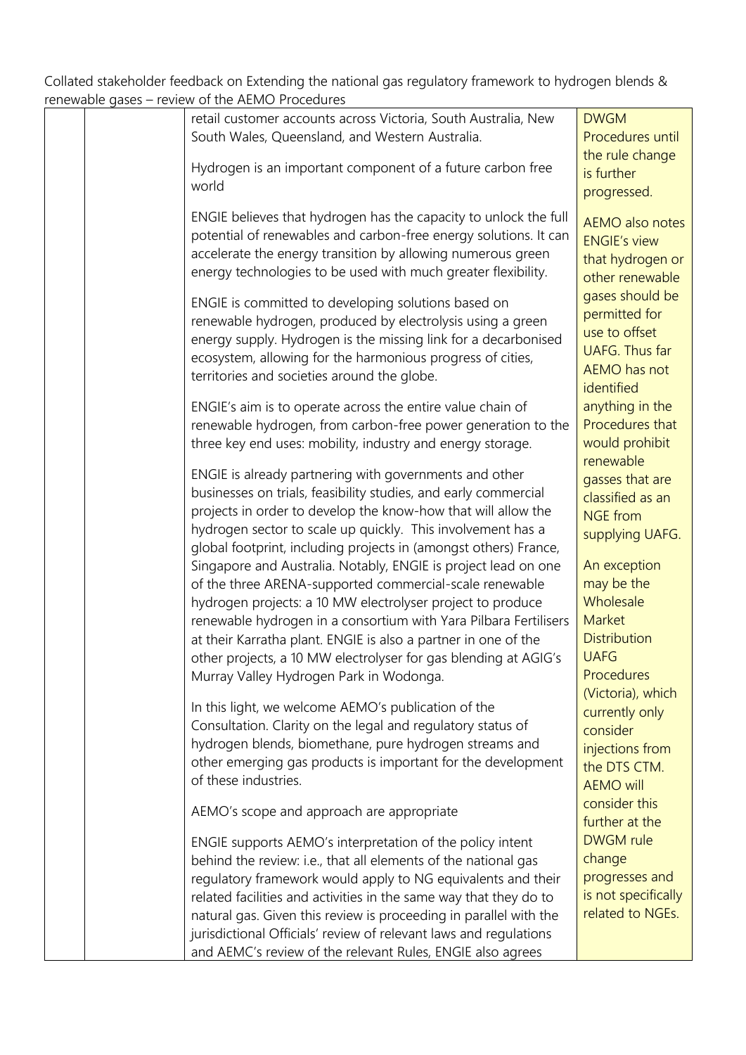Collated stakeholder feedback on Extending the national gas regulatory framework to hydrogen blends & renewable gases – review of the AEMO Procedures

| | | | |
|---|---|---|---|
| | | retail customer accounts across Victoria, South Australia, New South Wales, Queensland, and Western Australia.<br><br>Hydrogen is an important component of a future carbon free world<br><br>ENGIE believes that hydrogen has the capacity to unlock the full potential of renewables and carbon-free energy solutions. It can accelerate the energy transition by allowing numerous green energy technologies to be used with much greater flexibility.<br><br>ENGIE is committed to developing solutions based on renewable hydrogen, produced by electrolysis using a green energy supply. Hydrogen is the missing link for a decarbonised ecosystem, allowing for the harmonious progress of cities, territories and societies around the globe.<br><br>ENGIE's aim is to operate across the entire value chain of renewable hydrogen, from carbon-free power generation to the three key end uses: mobility, industry and energy storage.<br><br>ENGIE is already partnering with governments and other businesses on trials, feasibility studies, and early commercial projects in order to develop the know-how that will allow the hydrogen sector to scale up quickly. This involvement has a global footprint, including projects in (amongst others) France, Singapore and Australia. Notably, ENGIE is project lead on one of the three ARENA-supported commercial-scale renewable hydrogen projects: a 10 MW electrolyser project to produce renewable hydrogen in a consortium with Yara Pilbara Fertilisers at their Karratha plant. ENGIE is also a partner in one of the other projects, a 10 MW electrolyser for gas blending at AGIG's Murray Valley Hydrogen Park in Wodonga.<br><br>In this light, we welcome AEMO's publication of the Consultation. Clarity on the legal and regulatory status of hydrogen blends, biomethane, pure hydrogen streams and other emerging gas products is important for the development of these industries.<br><br>AEMO's scope and approach are appropriate<br><br>ENGIE supports AEMO's interpretation of the policy intent behind the review: i.e., that all elements of the national gas regulatory framework would apply to NG equivalents and their related facilities and activities in the same way that they do to natural gas. Given this review is proceeding in parallel with the jurisdictional Officials' review of relevant laws and regulations and AEMC's review of the relevant Rules, ENGIE also agrees | DWGM Procedures until the rule change is further progressed.<br><br>AEMO also notes ENGIE's view that hydrogen or other renewable gases should be permitted for use to offset UAFG. Thus far AEMO has not identified anything in the Procedures that would prohibit renewable gasses that are classified as an NGE from supplying UAFG.<br><br>An exception may be the Wholesale Market Distribution UAFG Procedures (Victoria), which currently only consider injections from the DTS CTM. AEMO will consider this further at the DWGM rule change progresses and is not specifically related to NGEs. |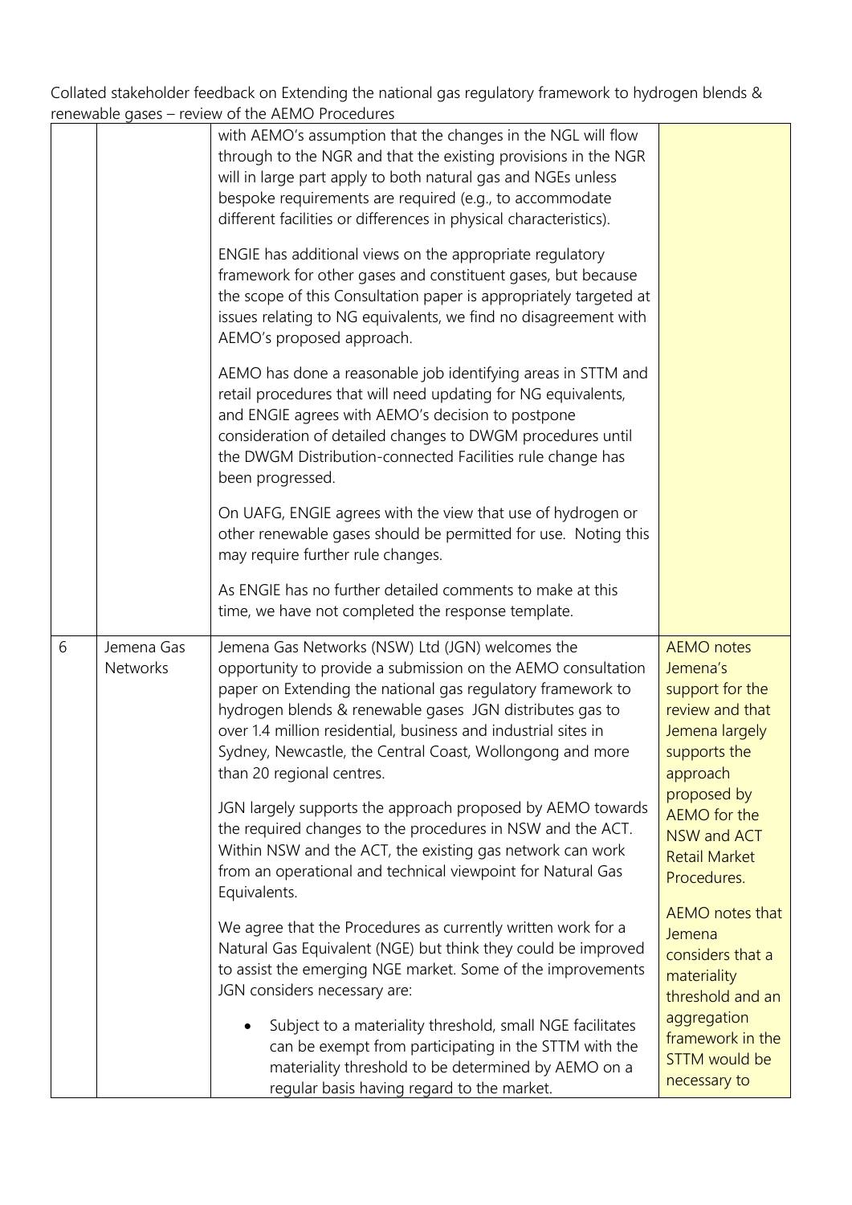Collated stakeholder feedback on Extending the national gas regulatory framework to hydrogen blends & renewable gases – review of the AEMO Procedures

| | | | |
|---|---|---|---|
| | | with AEMO's assumption that the changes in the NGL will flow through to the NGR and that the existing provisions in the NGR will in large part apply to both natural gas and NGEs unless bespoke requirements are required (e.g., to accommodate different facilities or differences in physical characteristics).<br><br>ENGIE has additional views on the appropriate regulatory framework for other gases and constituent gases, but because the scope of this Consultation paper is appropriately targeted at issues relating to NG equivalents, we find no disagreement with AEMO's proposed approach.<br><br>AEMO has done a reasonable job identifying areas in STTM and retail procedures that will need updating for NG equivalents, and ENGIE agrees with AEMO's decision to postpone consideration of detailed changes to DWGM procedures until the DWGM Distribution-connected Facilities rule change has been progressed.<br><br>On UAFG, ENGIE agrees with the view that use of hydrogen or other renewable gases should be permitted for use. Noting this may require further rule changes.<br><br>As ENGIE has no further detailed comments to make at this time, we have not completed the response template. | |
| 6 | Jemena Gas Networks | Jemena Gas Networks (NSW) Ltd (JGN) welcomes the opportunity to provide a submission on the AEMO consultation paper on Extending the national gas regulatory framework to hydrogen blends & renewable gases JGN distributes gas to over 1.4 million residential, business and industrial sites in Sydney, Newcastle, the Central Coast, Wollongong and more than 20 regional centres.<br><br>JGN largely supports the approach proposed by AEMO towards the required changes to the procedures in NSW and the ACT. Within NSW and the ACT, the existing gas network can work from an operational and technical viewpoint for Natural Gas Equivalents.<br><br>We agree that the Procedures as currently written work for a Natural Gas Equivalent (NGE) but think they could be improved to assist the emerging NGE market. Some of the improvements JGN considers necessary are:<br><br>• Subject to a materiality threshold, small NGE facilitates can be exempt from participating in the STTM with the materiality threshold to be determined by AEMO on a regular basis having regard to the market. | AEMO notes Jemena's support for the review and that Jemena largely supports the approach proposed by AEMO for the NSW and ACT Retail Market Procedures.<br><br>AEMO notes that Jemena considers that a materiality threshold and an aggregation framework in the STTM would be necessary to |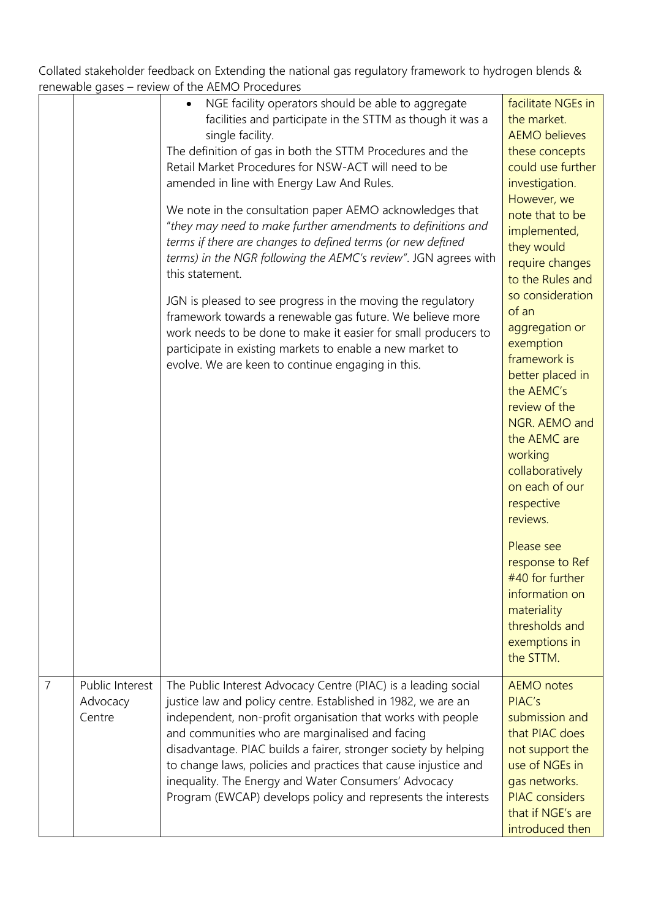Collated stakeholder feedback on Extending the national gas regulatory framework to hydrogen blends & renewable gases – review of the AEMO Procedures

| | | | |
|---|---|---|---|
| | | • NGE facility operators should be able to aggregate facilities and participate in the STTM as though it was a single facility.<br>The definition of gas in both the STTM Procedures and the Retail Market Procedures for NSW-ACT will need to be amended in line with Energy Law And Rules.<br><br>We note in the consultation paper AEMO acknowledges that "*they may need to make further amendments to definitions and terms if there are changes to defined terms (or new defined terms) in the NGR following the AEMC's review*". JGN agrees with this statement.<br><br>JGN is pleased to see progress in the moving the regulatory framework towards a renewable gas future. We believe more work needs to be done to make it easier for small producers to participate in existing markets to enable a new market to evolve. We are keen to continue engaging in this. | facilitate NGEs in the market. AEMO believes these concepts could use further investigation. However, we note that to be implemented, they would require changes to the Rules and so consideration of an aggregation or exemption framework is better placed in the AEMC's review of the NGR. AEMO and the AEMC are working collaboratively on each of our respective reviews.<br><br>Please see response to Ref #40 for further information on materiality thresholds and exemptions in the STTM. |
| 7 | Public Interest Advocacy Centre | The Public Interest Advocacy Centre (PIAC) is a leading social justice law and policy centre. Established in 1982, we are an independent, non-profit organisation that works with people and communities who are marginalised and facing disadvantage. PIAC builds a fairer, stronger society by helping to change laws, policies and practices that cause injustice and inequality. The Energy and Water Consumers' Advocacy Program (EWCAP) develops policy and represents the interests | AEMO notes PIAC's submission and that PIAC does not support the use of NGEs in gas networks. PIAC considers that if NGE's are introduced then |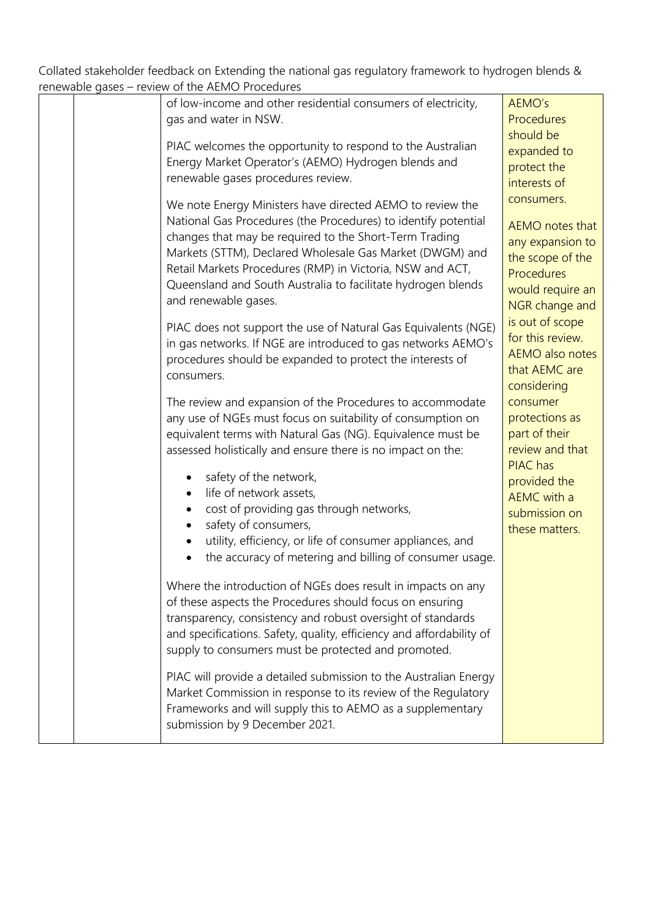Collated stakeholder feedback on Extending the national gas regulatory framework to hydrogen blends & renewable gases – review of the AEMO Procedures

| | | | |
|---|---|---|---|
| | | of low-income and other residential consumers of electricity, gas and water in NSW.<br><br>PIAC welcomes the opportunity to respond to the Australian Energy Market Operator's (AEMO) Hydrogen blends and renewable gases procedures review.<br><br>We note Energy Ministers have directed AEMO to review the National Gas Procedures (the Procedures) to identify potential changes that may be required to the Short-Term Trading Markets (STTM), Declared Wholesale Gas Market (DWGM) and Retail Markets Procedures (RMP) in Victoria, NSW and ACT, Queensland and South Australia to facilitate hydrogen blends and renewable gases.<br><br>PIAC does not support the use of Natural Gas Equivalents (NGE) in gas networks. If NGE are introduced to gas networks AEMO's procedures should be expanded to protect the interests of consumers.<br><br>The review and expansion of the Procedures to accommodate any use of NGEs must focus on suitability of consumption on equivalent terms with Natural Gas (NG). Equivalence must be assessed holistically and ensure there is no impact on the:<br><br>• safety of the network,<br>• life of network assets,<br>• cost of providing gas through networks,<br>• safety of consumers,<br>• utility, efficiency, or life of consumer appliances, and<br>• the accuracy of metering and billing of consumer usage.<br><br>Where the introduction of NGEs does result in impacts on any of these aspects the Procedures should focus on ensuring transparency, consistency and robust oversight of standards and specifications. Safety, quality, efficiency and affordability of supply to consumers must be protected and promoted.<br><br>PIAC will provide a detailed submission to the Australian Energy Market Commission in response to its review of the Regulatory Frameworks and will supply this to AEMO as a supplementary submission by 9 December 2021. | AEMO's Procedures should be expanded to protect the interests of consumers.<br><br>AEMO notes that any expansion to the scope of the Procedures would require an NGR change and is out of scope for this review. AEMO also notes that AEMC are considering consumer protections as part of their review and that PIAC has provided the AEMC with a submission on these matters. |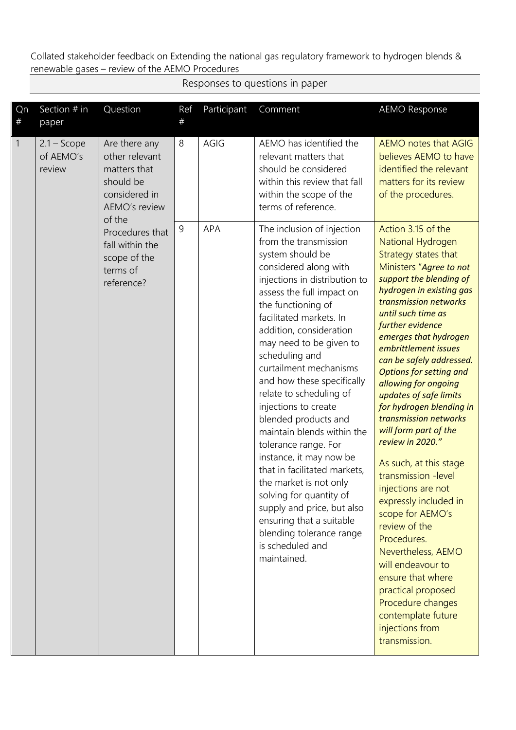Collated stakeholder feedback on Extending the national gas regulatory framework to hydrogen blends & renewable gases – review of the AEMO Procedures

Responses to questions in paper

| Qn # | Section # in paper | Question | Ref # | Participant | Comment | AEMO Response |
|---|---|---|---|---|---|---|
| 1 | 2.1 – Scope of AEMO's review | Are there any other relevant matters that should be considered in AEMO's review of the Procedures that fall within the scope of the terms of reference? | 8 | AGIG | AEMO has identified the relevant matters that should be considered within this review that fall within the scope of the terms of reference. | AEMO notes that AGIG believes AEMO to have identified the relevant matters for its review of the procedures. |
| | | | 9 | APA | The inclusion of injection from the transmission system should be considered along with injections in distribution to assess the full impact on the functioning of facilitated markets. In addition, consideration may need to be given to scheduling and curtailment mechanisms and how these specifically relate to scheduling of injections to create blended products and maintain blends within the tolerance range. For instance, it may now be that in facilitated markets, the market is not only solving for quantity of supply and price, but also ensuring that a suitable blending tolerance range is scheduled and maintained. | Action 3.15 of the National Hydrogen Strategy states that Ministers "***Agree to not support the blending of hydrogen in existing gas transmission networks until such time as further evidence emerges that hydrogen embrittlement issues can be safely addressed. Options for setting and allowing for ongoing updates of safe limits for hydrogen blending in transmission networks will form part of the review in 2020.***"<br><br>As such, at this stage transmission -level injections are not expressly included in scope for AEMO's review of the Procedures. Nevertheless, AEMO will endeavour to ensure that where practical proposed Procedure changes contemplate future injections from transmission. |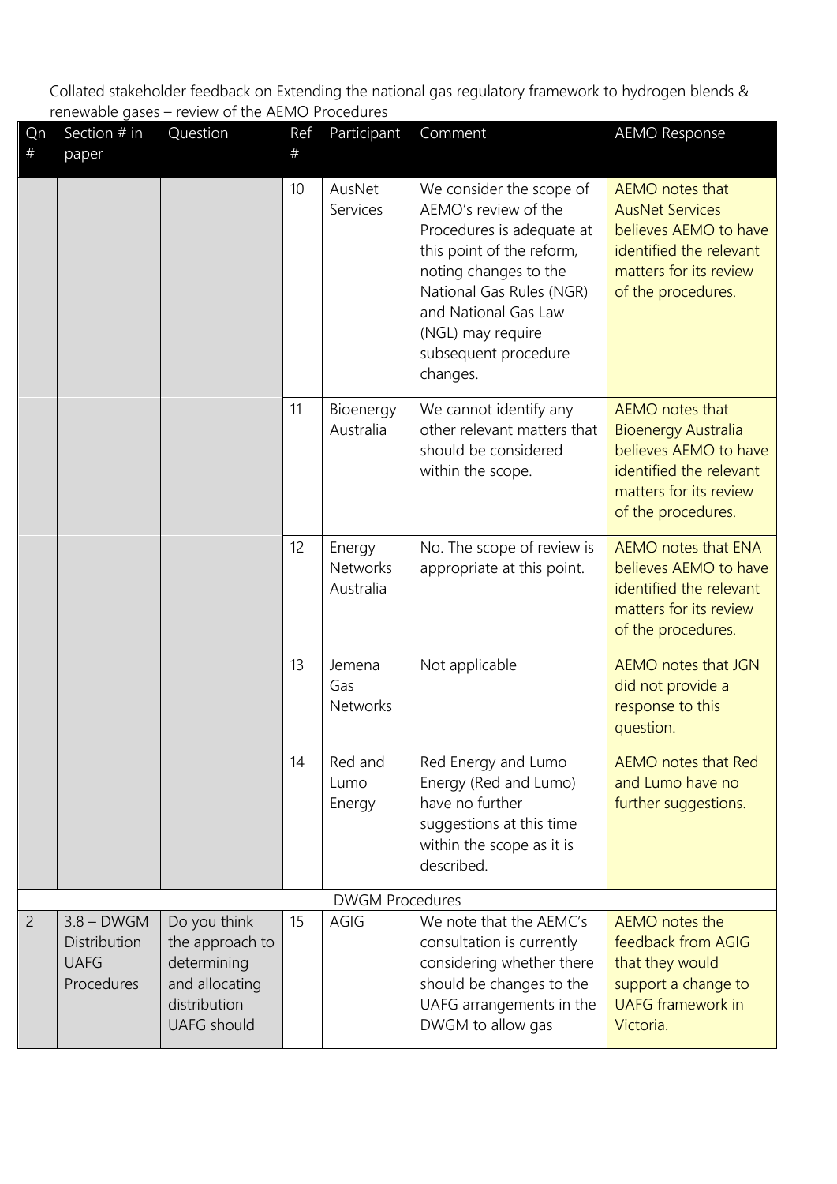Collated stakeholder feedback on Extending the national gas regulatory framework to hydrogen blends & renewable gases – review of the AEMO Procedures

| Qn # | Section # in paper | Question | Ref # | Participant | Comment | AEMO Response |
|---|---|---|---|---|---|---|
| | | | 10 | AusNet Services | We consider the scope of AEMO's review of the Procedures is adequate at this point of the reform, noting changes to the National Gas Rules (NGR) and National Gas Law (NGL) may require subsequent procedure changes. | AEMO notes that AusNet Services believes AEMO to have identified the relevant matters for its review of the procedures. |
| | | | 11 | Bioenergy Australia | We cannot identify any other relevant matters that should be considered within the scope. | AEMO notes that Bioenergy Australia believes AEMO to have identified the relevant matters for its review of the procedures. |
| | | | 12 | Energy Networks Australia | No. The scope of review is appropriate at this point. | AEMO notes that ENA believes AEMO to have identified the relevant matters for its review of the procedures. |
| | | | 13 | Jemena Gas Networks | Not applicable | AEMO notes that JGN did not provide a response to this question. |
| | | | 14 | Red and Lumo Energy | Red Energy and Lumo Energy (Red and Lumo) have no further suggestions at this time within the scope as it is described. | AEMO notes that Red and Lumo have no further suggestions. |
| DWGM Procedures | | | | | | |
| 2 | 3.8 – DWGM Distribution UAFG Procedures | Do you think the approach to determining and allocating distribution UAFG should | 15 | AGIG | We note that the AEMC's consultation is currently considering whether there should be changes to the UAFG arrangements in the DWGM to allow gas | AEMO notes the feedback from AGIG that they would support a change to UAFG framework in Victoria. |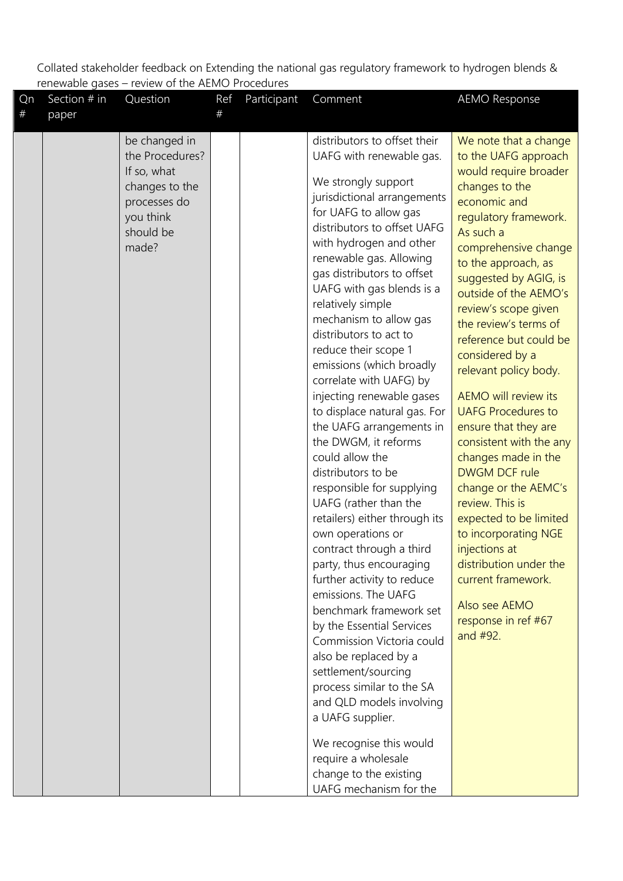Collated stakeholder feedback on Extending the national gas regulatory framework to hydrogen blends & renewable gases – review of the AEMO Procedures

| Qn # | Section # in paper | Question | Ref # | Participant | Comment | AEMO Response |
|---|---|---|---|---|---|---|
| | | be changed in the Procedures? If so, what changes to the processes do you think should be made? | | | distributors to offset their UAFG with renewable gas.<br><br>We strongly support jurisdictional arrangements for UAFG to allow gas distributors to offset UAFG with hydrogen and other renewable gas. Allowing gas distributors to offset UAFG with gas blends is a relatively simple mechanism to allow gas distributors to act to reduce their scope 1 emissions (which broadly correlate with UAFG) by injecting renewable gases to displace natural gas. For the UAFG arrangements in the DWGM, it reforms could allow the distributors to be responsible for supplying UAFG (rather than the retailers) either through its own operations or contract through a third party, thus encouraging further activity to reduce emissions. The UAFG benchmark framework set by the Essential Services Commission Victoria could also be replaced by a settlement/sourcing process similar to the SA and QLD models involving a UAFG supplier.<br><br>We recognise this would require a wholesale change to the existing UAFG mechanism for the | We note that a change to the UAFG approach would require broader changes to the economic and regulatory framework. As such a comprehensive change to the approach, as suggested by AGIG, is outside of the AEMO's review's scope given the review's terms of reference but could be considered by a relevant policy body.<br><br>AEMO will review its UAFG Procedures to ensure that they are consistent with the any changes made in the DWGM DCF rule change or the AEMC's review. This is expected to be limited to incorporating NGE injections at distribution under the current framework.<br><br>Also see AEMO response in ref #67 and #92. |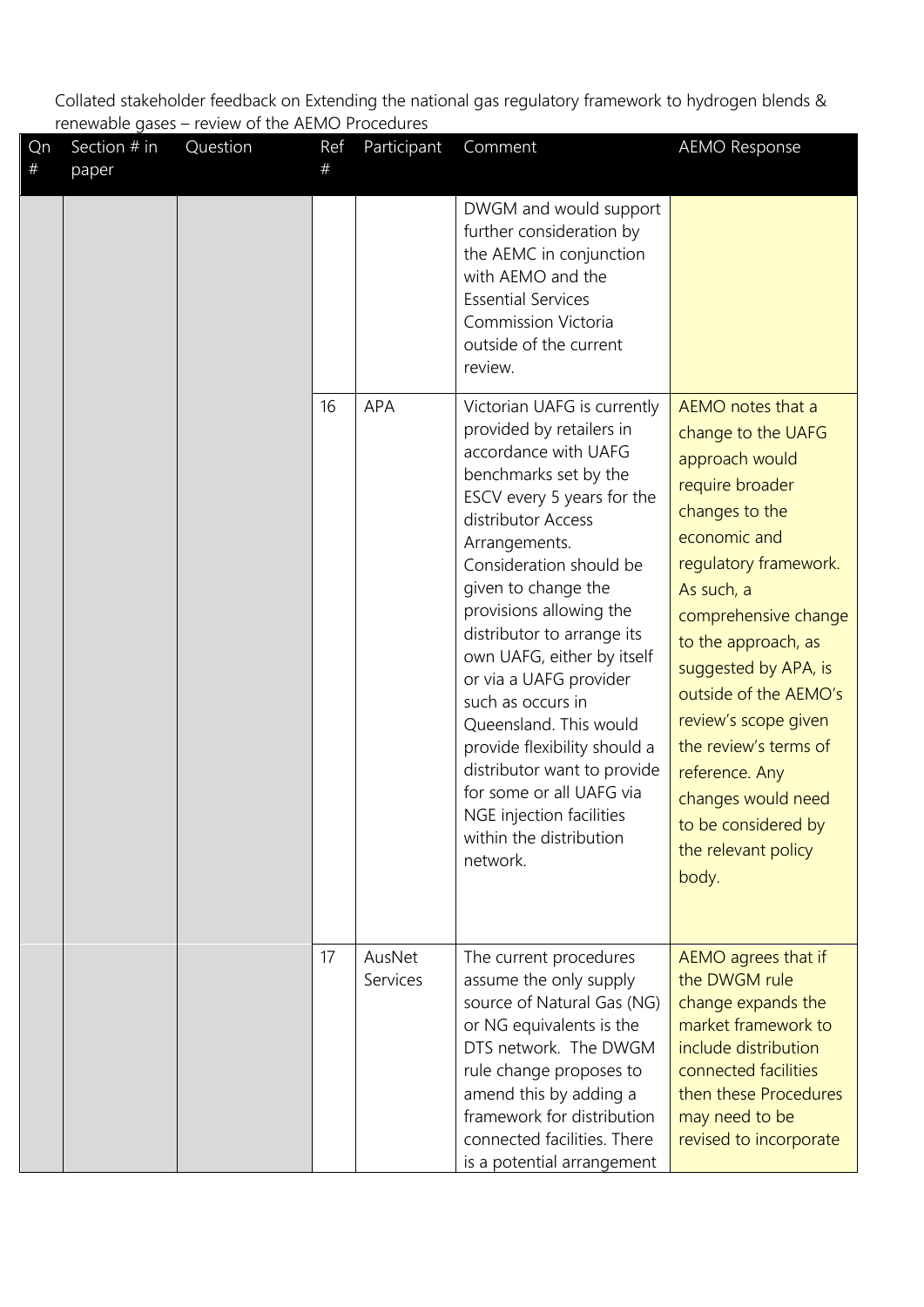Collated stakeholder feedback on Extending the national gas regulatory framework to hydrogen blends & renewable gases – review of the AEMO Procedures

| Qn # | Section # in paper | Question | Ref # | Participant | Comment | AEMO Response |
|---|---|---|---|---|---|---|
| | | | | | DWGM and would support further consideration by the AEMC in conjunction with AEMO and the Essential Services Commission Victoria outside of the current review. | |
| | | | 16 | APA | Victorian UAFG is currently provided by retailers in accordance with UAFG benchmarks set by the ESCV every 5 years for the distributor Access Arrangements. Consideration should be given to change the provisions allowing the distributor to arrange its own UAFG, either by itself or via a UAFG provider such as occurs in Queensland. This would provide flexibility should a distributor want to provide for some or all UAFG via NGE injection facilities within the distribution network. | AEMO notes that a change to the UAFG approach would require broader changes to the economic and regulatory framework. As such, a comprehensive change to the approach, as suggested by APA, is outside of the AEMO's review's scope given the review's terms of reference. Any changes would need to be considered by the relevant policy body. |
| | | | 17 | AusNet Services | The current procedures assume the only supply source of Natural Gas (NG) or NG equivalents is the DTS network. The DWGM rule change proposes to amend this by adding a framework for distribution connected facilities. There is a potential arrangement | AEMO agrees that if the DWGM rule change expands the market framework to include distribution connected facilities then these Procedures may need to be revised to incorporate |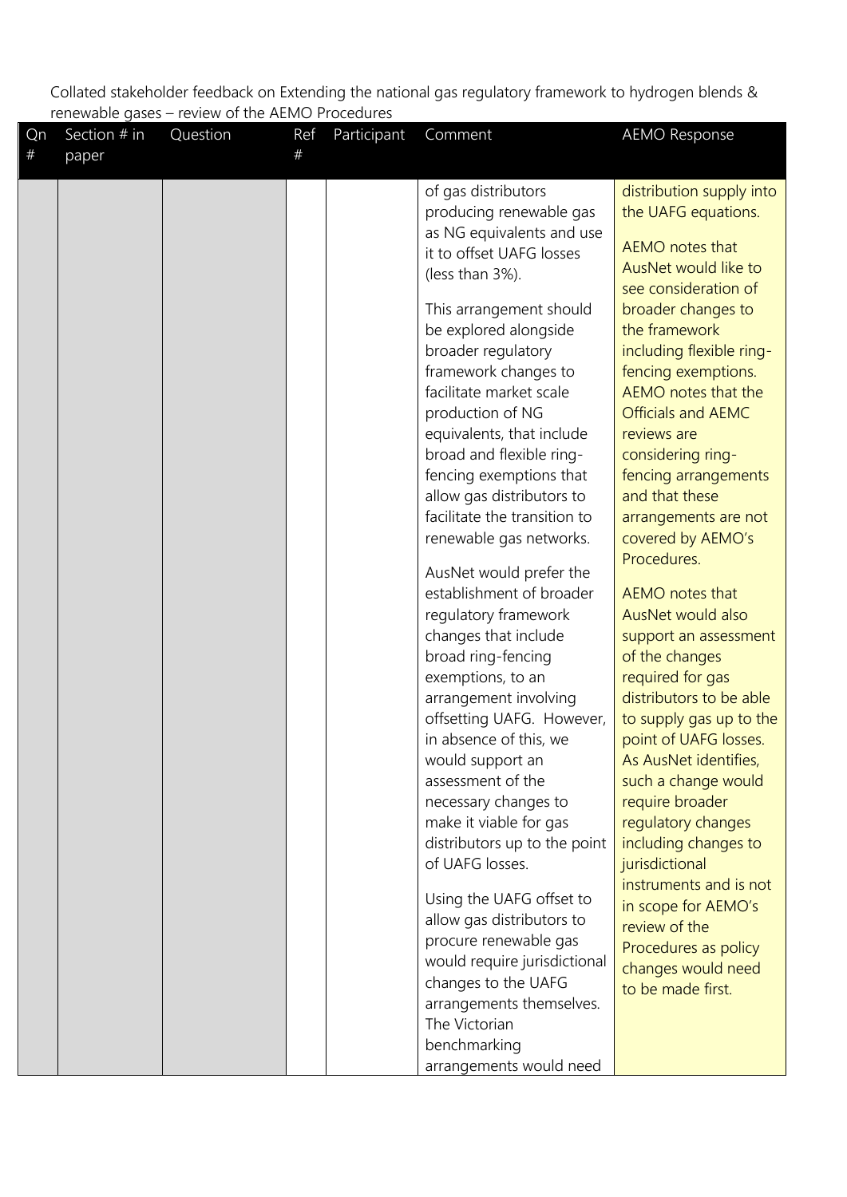Collated stakeholder feedback on Extending the national gas regulatory framework to hydrogen blends & renewable gases – review of the AEMO Procedures

| Qn # | Section # in paper | Question | Ref # | Participant | Comment | AEMO Response |
|---|---|---|---|---|---|---|
| | | | | | of gas distributors producing renewable gas as NG equivalents and use it to offset UAFG losses (less than 3%).<br><br>This arrangement should be explored alongside broader regulatory framework changes to facilitate market scale production of NG equivalents, that include broad and flexible ring-fencing exemptions that allow gas distributors to facilitate the transition to renewable gas networks.<br><br>AusNet would prefer the establishment of broader regulatory framework changes that include broad ring-fencing exemptions, to an arrangement involving offsetting UAFG. However, in absence of this, we would support an assessment of the necessary changes to make it viable for gas distributors up to the point of UAFG losses.<br><br>Using the UAFG offset to allow gas distributors to procure renewable gas would require jurisdictional changes to the UAFG arrangements themselves. The Victorian benchmarking arrangements would need | distribution supply into the UAFG equations.<br><br>AEMO notes that AusNet would like to see consideration of broader changes to the framework including flexible ring-fencing exemptions. AEMO notes that the Officials and AEMC reviews are considering ring-fencing arrangements and that these arrangements are not covered by AEMO's Procedures.<br><br>AEMO notes that AusNet would also support an assessment of the changes required for gas distributors to be able to supply gas up to the point of UAFG losses. As AusNet identifies, such a change would require broader regulatory changes including changes to jurisdictional instruments and is not in scope for AEMO's review of the Procedures as policy changes would need to be made first. |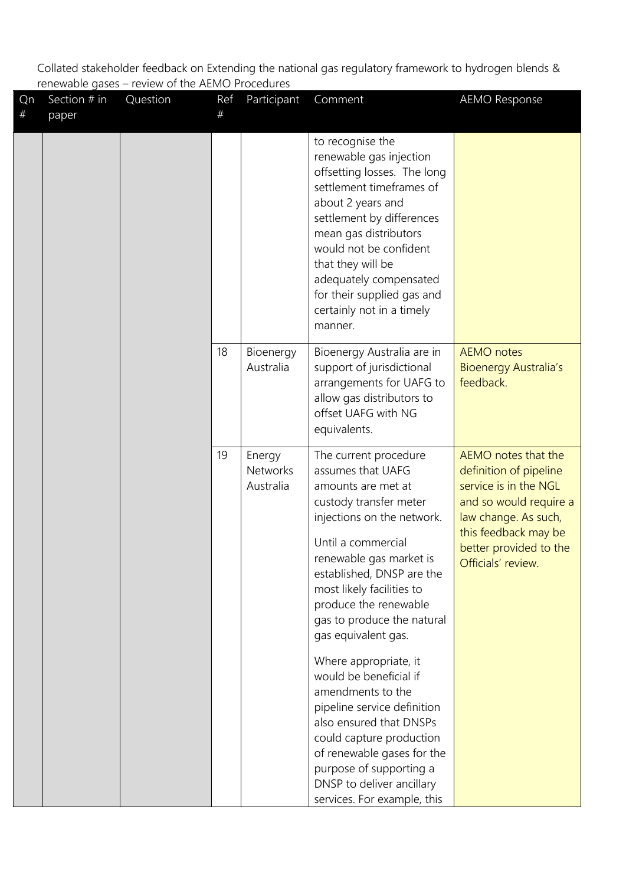Collated stakeholder feedback on Extending the national gas regulatory framework to hydrogen blends & renewable gases – review of the AEMO Procedures

| Qn # | Section # in paper | Question | Ref # | Participant | Comment | AEMO Response |
|---|---|---|---|---|---|---|
| | | | | | to recognise the renewable gas injection offsetting losses. The long settlement timeframes of about 2 years and settlement by differences mean gas distributors would not be confident that they will be adequately compensated for their supplied gas and certainly not in a timely manner. | |
| | | | 18 | Bioenergy Australia | Bioenergy Australia are in support of jurisdictional arrangements for UAFG to allow gas distributors to offset UAFG with NG equivalents. | AEMO notes Bioenergy Australia's feedback. |
| | | | 19 | Energy Networks Australia | The current procedure assumes that UAFG amounts are met at custody transfer meter injections on the network.<br><br>Until a commercial renewable gas market is established, DNSP are the most likely facilities to produce the renewable gas to produce the natural gas equivalent gas.<br><br>Where appropriate, it would be beneficial if amendments to the pipeline service definition also ensured that DNSPs could capture production of renewable gases for the purpose of supporting a DNSP to deliver ancillary services. For example, this | AEMO notes that the definition of pipeline service is in the NGL and so would require a law change. As such, this feedback may be better provided to the Officials' review. |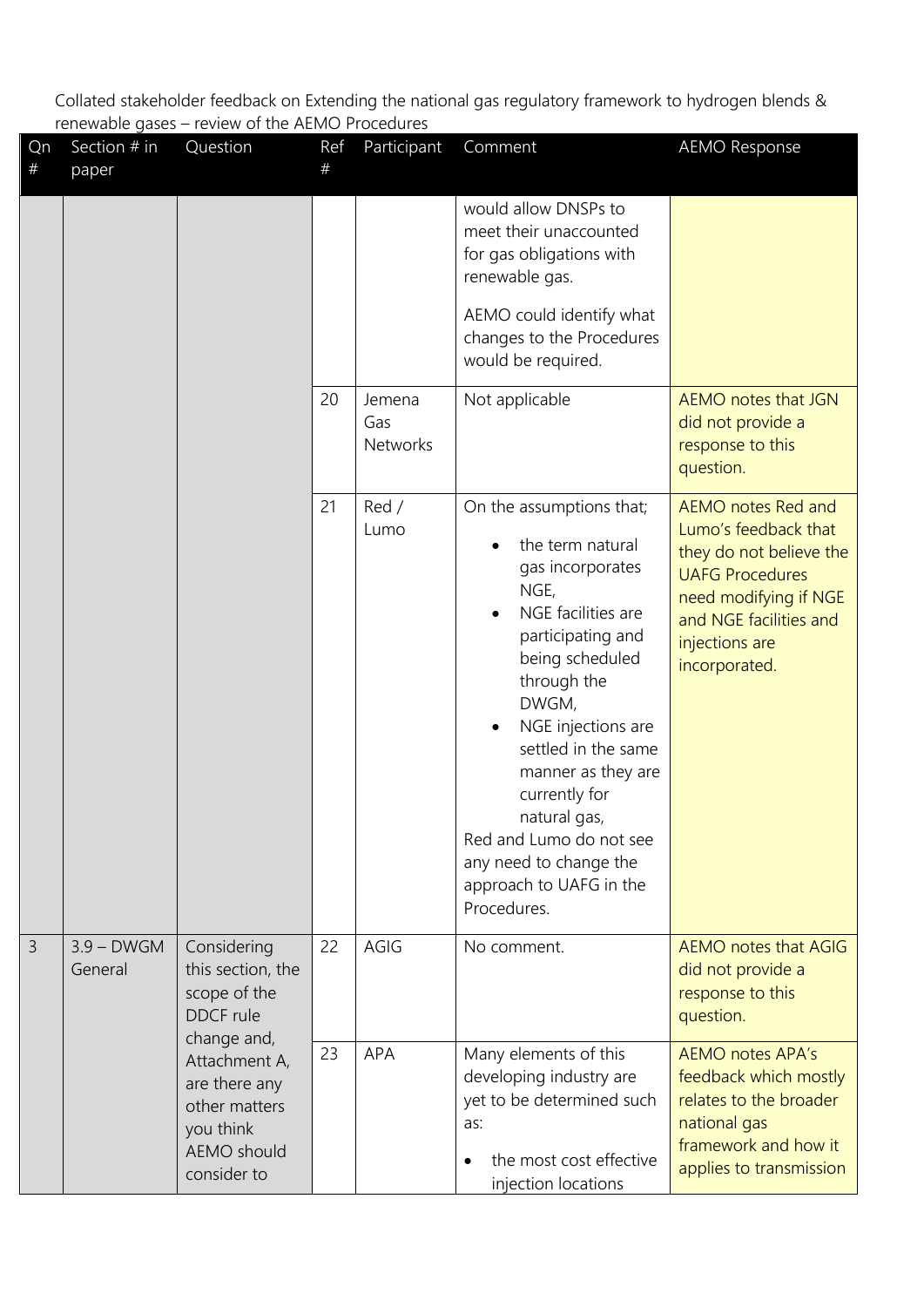Collated stakeholder feedback on Extending the national gas regulatory framework to hydrogen blends & renewable gases – review of the AEMO Procedures

| Qn # | Section # in paper | Question | Ref # | Participant | Comment | AEMO Response |
|---|---|---|---|---|---|---|
| | | | | | would allow DNSPs to meet their unaccounted for gas obligations with renewable gas.<br><br>AEMO could identify what changes to the Procedures would be required. | |
| | | | 20 | Jemena Gas Networks | Not applicable | AEMO notes that JGN did not provide a response to this question. |
| | | | 21 | Red / Lumo | On the assumptions that;<br>• the term natural gas incorporates NGE,<br>• NGE facilities are participating and being scheduled through the DWGM,<br>• NGE injections are settled in the same manner as they are currently for natural gas,<br>Red and Lumo do not see any need to change the approach to UAFG in the Procedures. | AEMO notes Red and Lumo's feedback that they do not believe the UAFG Procedures need modifying if NGE and NGE facilities and injections are incorporated. |
| 3 | 3.9 – DWGM General | Considering this section, the scope of the DDCF rule change and, Attachment A, are there any other matters you think AEMO should consider to | 22 | AGIG | No comment. | AEMO notes that AGIG did not provide a response to this question. |
| | | | 23 | APA | Many elements of this developing industry are yet to be determined such as:<br>• the most cost effective injection locations | AEMO notes APA's feedback which mostly relates to the broader national gas framework and how it applies to transmission |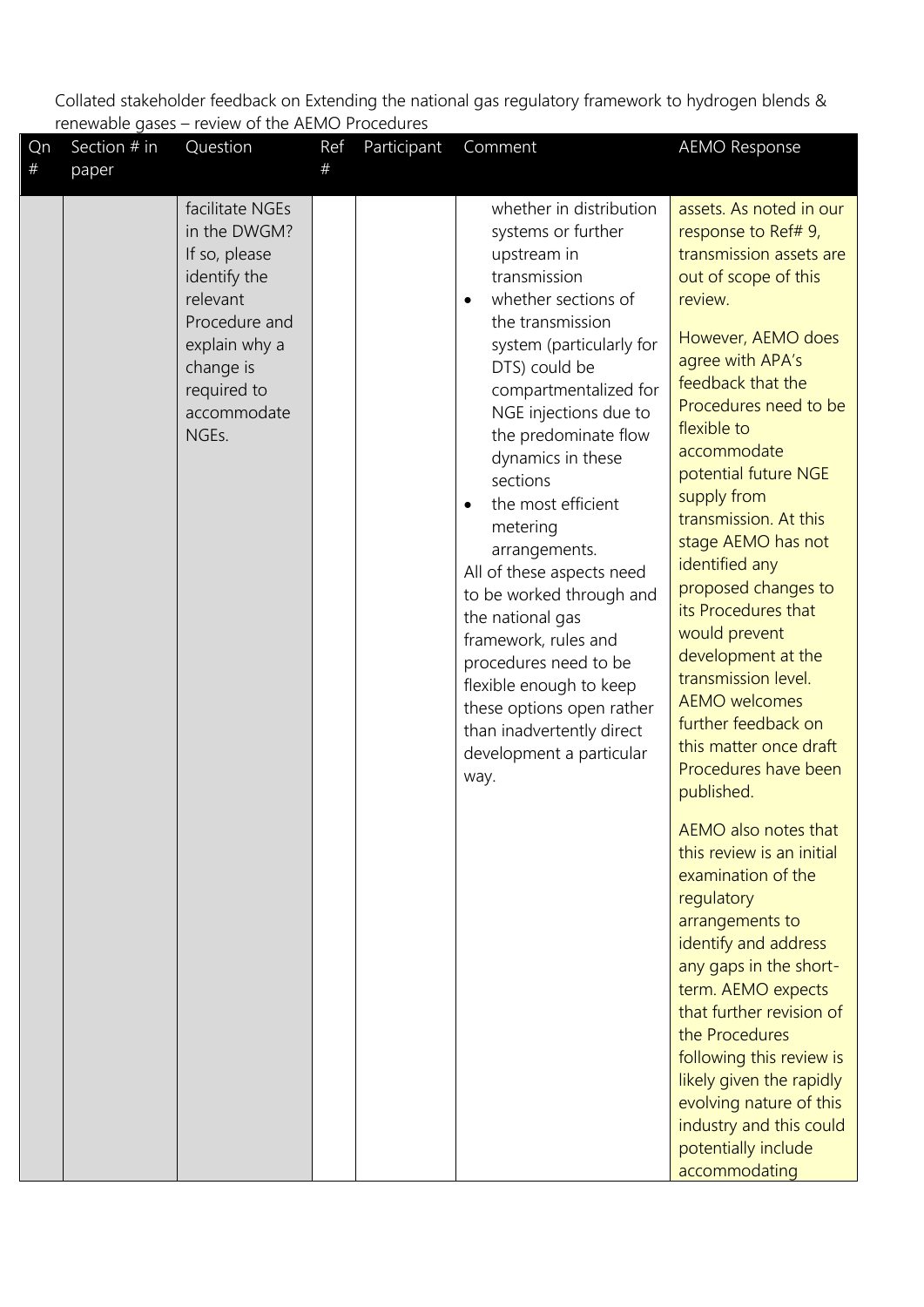Collated stakeholder feedback on Extending the national gas regulatory framework to hydrogen blends & renewable gases – review of the AEMO Procedures

| Qn # | Section # in paper | Question | Ref # | Participant | Comment | AEMO Response |
|---|---|---|---|---|---|---|
| | | facilitate NGEs in the DWGM? If so, please identify the relevant Procedure and explain why a change is required to accommodate NGEs. | | | whether in distribution systems or further upstream in transmission<br>• whether sections of the transmission system (particularly for DTS) could be compartmentalized for NGE injections due to the predominate flow dynamics in these sections<br>• the most efficient metering arrangements.<br>All of these aspects need to be worked through and the national gas framework, rules and procedures need to be flexible enough to keep these options open rather than inadvertently direct development a particular way. | assets. As noted in our response to Ref# 9, transmission assets are out of scope of this review.<br><br>However, AEMO does agree with APA's feedback that the Procedures need to be flexible to accommodate potential future NGE supply from transmission. At this stage AEMO has not identified any proposed changes to its Procedures that would prevent development at the transmission level. AEMO welcomes further feedback on this matter once draft Procedures have been published.<br><br>AEMO also notes that this review is an initial examination of the regulatory arrangements to identify and address any gaps in the short-term. AEMO expects that further revision of the Procedures following this review is likely given the rapidly evolving nature of this industry and this could potentially include accommodating |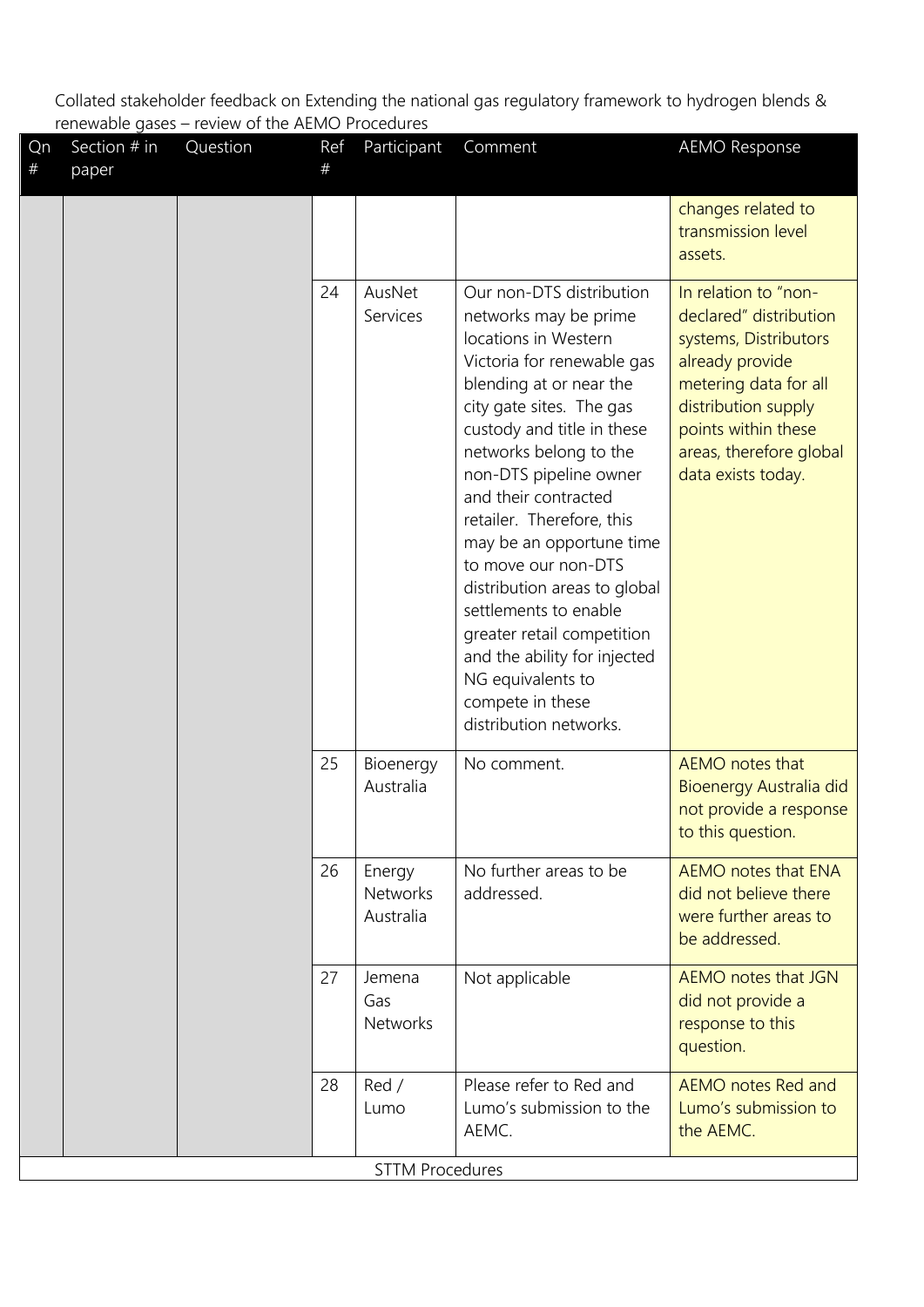Collated stakeholder feedback on Extending the national gas regulatory framework to hydrogen blends & renewable gases – review of the AEMO Procedures

| Qn # | Section # in paper | Question | Ref # | Participant | Comment | AEMO Response |
|---|---|---|---|---|---|---|
| | | | | | | changes related to transmission level assets. |
| | | | 24 | AusNet Services | Our non-DTS distribution networks may be prime locations in Western Victoria for renewable gas blending at or near the city gate sites. The gas custody and title in these networks belong to the non-DTS pipeline owner and their contracted retailer. Therefore, this may be an opportune time to move our non-DTS distribution areas to global settlements to enable greater retail competition and the ability for injected NG equivalents to compete in these distribution networks. | In relation to "non-declared" distribution systems, Distributors already provide metering data for all distribution supply points within these areas, therefore global data exists today. |
| | | | 25 | Bioenergy Australia | No comment. | AEMO notes that Bioenergy Australia did not provide a response to this question. |
| | | | 26 | Energy Networks Australia | No further areas to be addressed. | AEMO notes that ENA did not believe there were further areas to be addressed. |
| | | | 27 | Jemena Gas Networks | Not applicable | AEMO notes that JGN did not provide a response to this question. |
| | | | 28 | Red / Lumo | Please refer to Red and Lumo's submission to the AEMC. | AEMO notes Red and Lumo's submission to the AEMC. |
| STTM Procedures | | | | | | |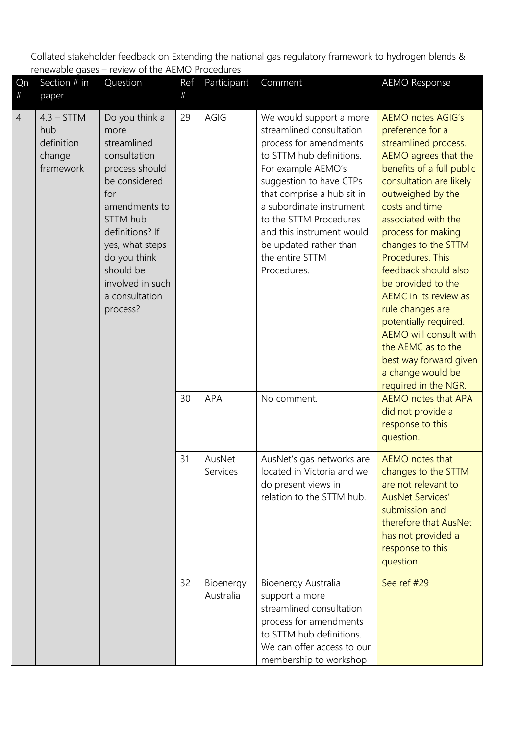Collated stakeholder feedback on Extending the national gas regulatory framework to hydrogen blends & renewable gases – review of the AEMO Procedures

| Qn # | Section # in paper | Question | Ref # | Participant | Comment | AEMO Response |
|---|---|---|---|---|---|---|
| 4 | 4.3 – STTM hub definition change framework | Do you think a more streamlined consultation process should be considered for amendments to STTM hub definitions? If yes, what steps do you think should be involved in such a consultation process? | 29 | AGIG | We would support a more streamlined consultation process for amendments to STTM hub definitions. For example AEMO's suggestion to have CTPs that comprise a hub sit in a subordinate instrument to the STTM Procedures and this instrument would be updated rather than the entire STTM Procedures. | AEMO notes AGIG's preference for a streamlined process. AEMO agrees that the benefits of a full public consultation are likely outweighed by the costs and time associated with the process for making changes to the STTM Procedures. This feedback should also be provided to the AEMC in its review as rule changes are potentially required. AEMO will consult with the AEMC as to the best way forward given a change would be required in the NGR. |
| | | | 30 | APA | No comment. | AEMO notes that APA did not provide a response to this question. |
| | | | 31 | AusNet Services | AusNet's gas networks are located in Victoria and we do present views in relation to the STTM hub. | AEMO notes that changes to the STTM are not relevant to AusNet Services' submission and therefore that AusNet has not provided a response to this question. |
| | | | 32 | Bioenergy Australia | Bioenergy Australia support a more streamlined consultation process for amendments to STTM hub definitions. We can offer access to our membership to workshop | See ref #29 |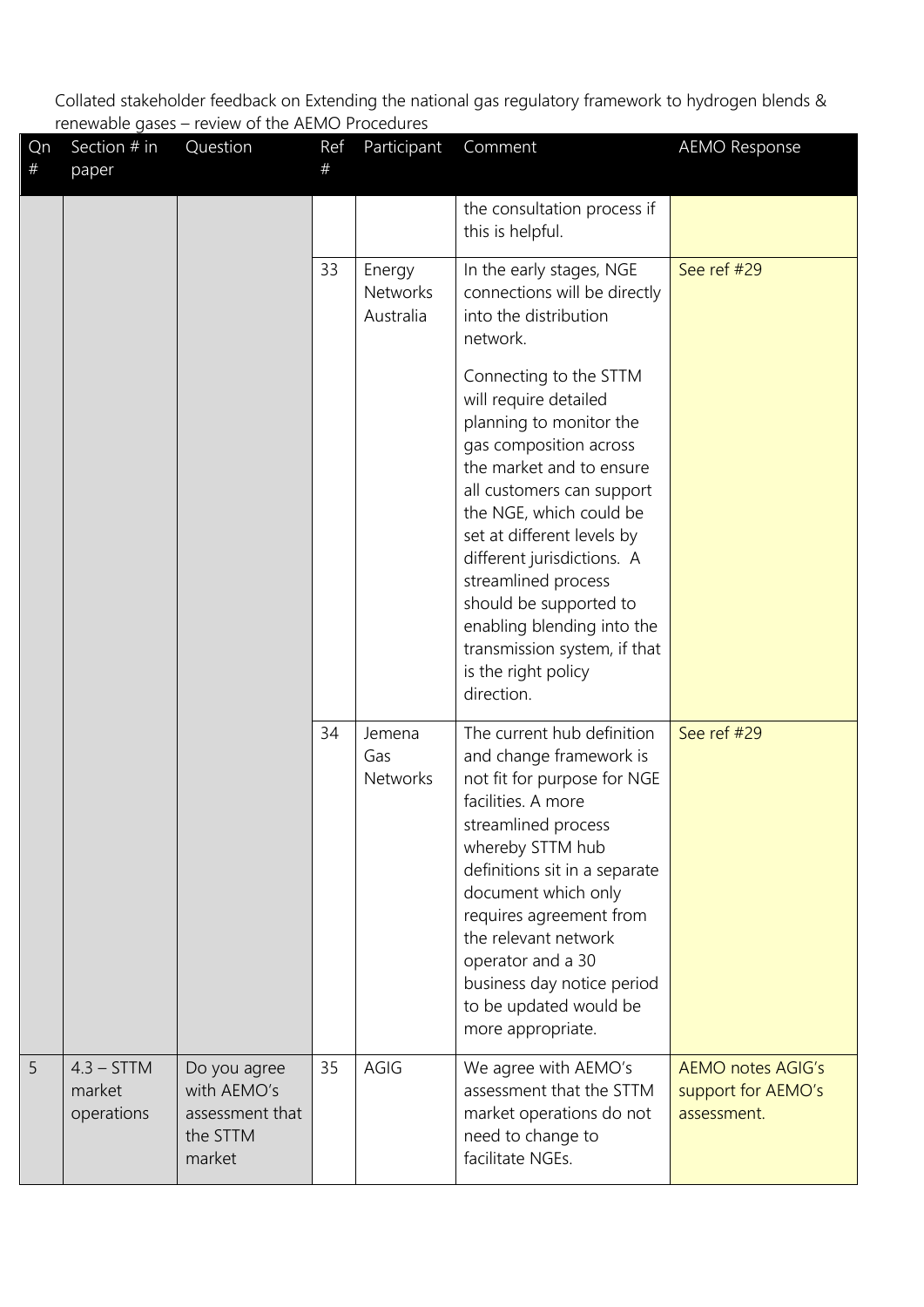Collated stakeholder feedback on Extending the national gas regulatory framework to hydrogen blends & renewable gases – review of the AEMO Procedures

| Qn # | Section # in paper | Question | Ref # | Participant | Comment | AEMO Response |
|---|---|---|---|---|---|---|
| | | | | | the consultation process if this is helpful. | |
| | | | 33 | Energy Networks Australia | In the early stages, NGE connections will be directly into the distribution network.<br><br>Connecting to the STTM will require detailed planning to monitor the gas composition across the market and to ensure all customers can support the NGE, which could be set at different levels by different jurisdictions. A streamlined process should be supported to enabling blending into the transmission system, if that is the right policy direction. | See ref #29 |
| | | | 34 | Jemena Gas Networks | The current hub definition and change framework is not fit for purpose for NGE facilities. A more streamlined process whereby STTM hub definitions sit in a separate document which only requires agreement from the relevant network operator and a 30 business day notice period to be updated would be more appropriate. | See ref #29 |
| 5 | 4.3 – STTM market operations | Do you agree with AEMO's assessment that the STTM market | 35 | AGIG | We agree with AEMO's assessment that the STTM market operations do not need to change to facilitate NGEs. | AEMO notes AGIG's support for AEMO's assessment. |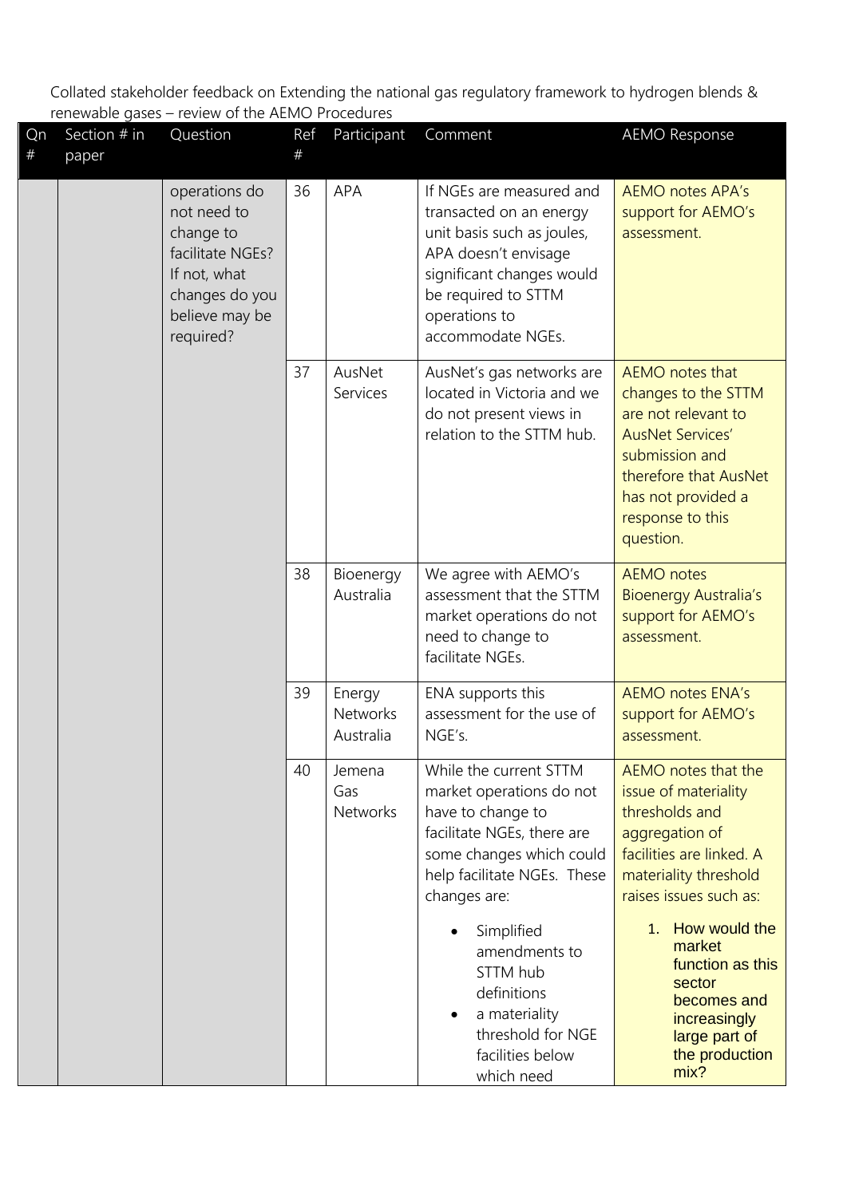Collated stakeholder feedback on Extending the national gas regulatory framework to hydrogen blends & renewable gases – review of the AEMO Procedures

| Qn # | Section # in paper | Question | Ref # | Participant | Comment | AEMO Response |
|---|---|---|---|---|---|---|
| | | operations do not need to change to facilitate NGEs? If not, what changes do you believe may be required? | 36 | APA | If NGEs are measured and transacted on an energy unit basis such as joules, APA doesn't envisage significant changes would be required to STTM operations to accommodate NGEs. | AEMO notes APA's support for AEMO's assessment. |
| | | | 37 | AusNet Services | AusNet's gas networks are located in Victoria and we do not present views in relation to the STTM hub. | AEMO notes that changes to the STTM are not relevant to AusNet Services' submission and therefore that AusNet has not provided a response to this question. |
| | | | 38 | Bioenergy Australia | We agree with AEMO's assessment that the STTM market operations do not need to change to facilitate NGEs. | AEMO notes Bioenergy Australia's support for AEMO's assessment. |
| | | | 39 | Energy Networks Australia | ENA supports this assessment for the use of NGE's. | AEMO notes ENA's support for AEMO's assessment. |
| | | | 40 | Jemena Gas Networks | While the current STTM market operations do not have to change to facilitate NGEs, there are some changes which could help facilitate NGEs. These changes are:<br><br>• Simplified amendments to STTM hub definitions<br>• a materiality threshold for NGE facilities below which need | AEMO notes that the issue of materiality thresholds and aggregation of facilities are linked. A materiality threshold raises issues such as:<br><br>1. How would the market function as this sector becomes and increasingly large part of the production mix? |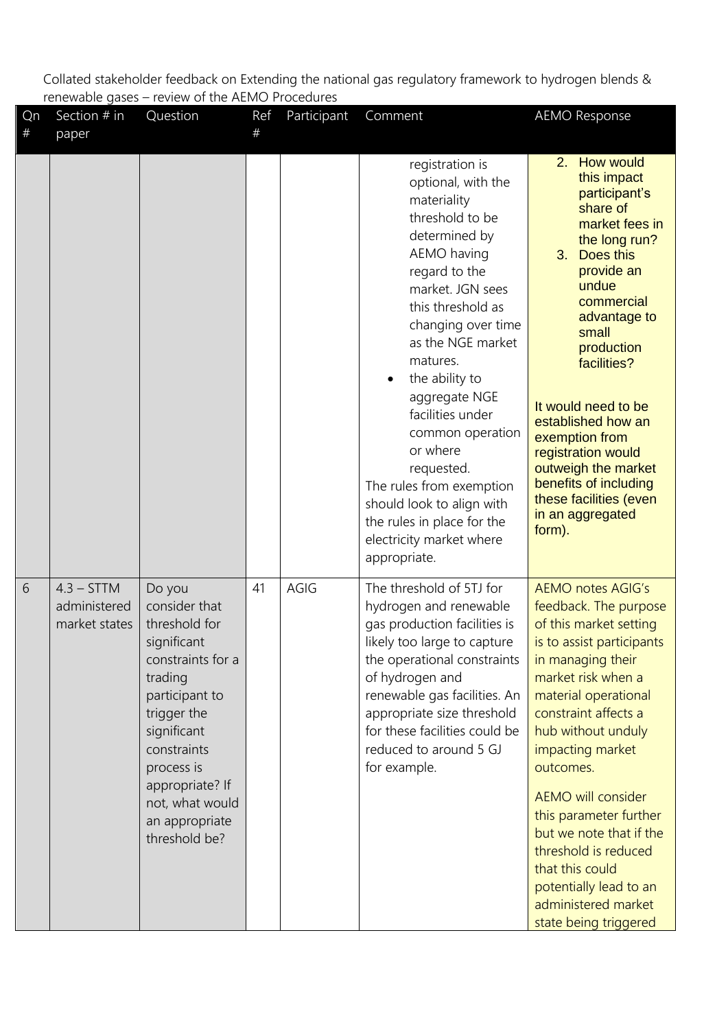Collated stakeholder feedback on Extending the national gas regulatory framework to hydrogen blends & renewable gases – review of the AEMO Procedures

| Qn # | Section # in paper | Question | Ref # | Participant | Comment | AEMO Response |
|---|---|---|---|---|---|---|
| | | | | | registration is optional, with the materiality threshold to be determined by AEMO having regard to the market. JGN sees this threshold as changing over time as the NGE market matures.<br>• the ability to aggregate NGE facilities under common operation or where requested.<br>The rules from exemption should look to align with the rules in place for the electricity market where appropriate. | 2. How would this impact participant's share of market fees in the long run?<br>3. Does this provide an undue commercial advantage to small production facilities?<br><br>It would need to be established how an exemption from registration would outweigh the market benefits of including these facilities (even in an aggregated form). |
| 6 | 4.3 – STTM administered market states | Do you consider that threshold for significant constraints for a trading participant to trigger the significant constraints process is appropriate? If not, what would an appropriate threshold be? | 41 | AGIG | The threshold of 5TJ for hydrogen and renewable gas production facilities is likely too large to capture the operational constraints of hydrogen and renewable gas facilities. An appropriate size threshold for these facilities could be reduced to around 5 GJ for example. | AEMO notes AGIG's feedback. The purpose of this market setting is to assist participants in managing their market risk when a material operational constraint affects a hub without unduly impacting market outcomes.<br><br>AEMO will consider this parameter further but we note that if the threshold is reduced that this could potentially lead to an administered market state being triggered |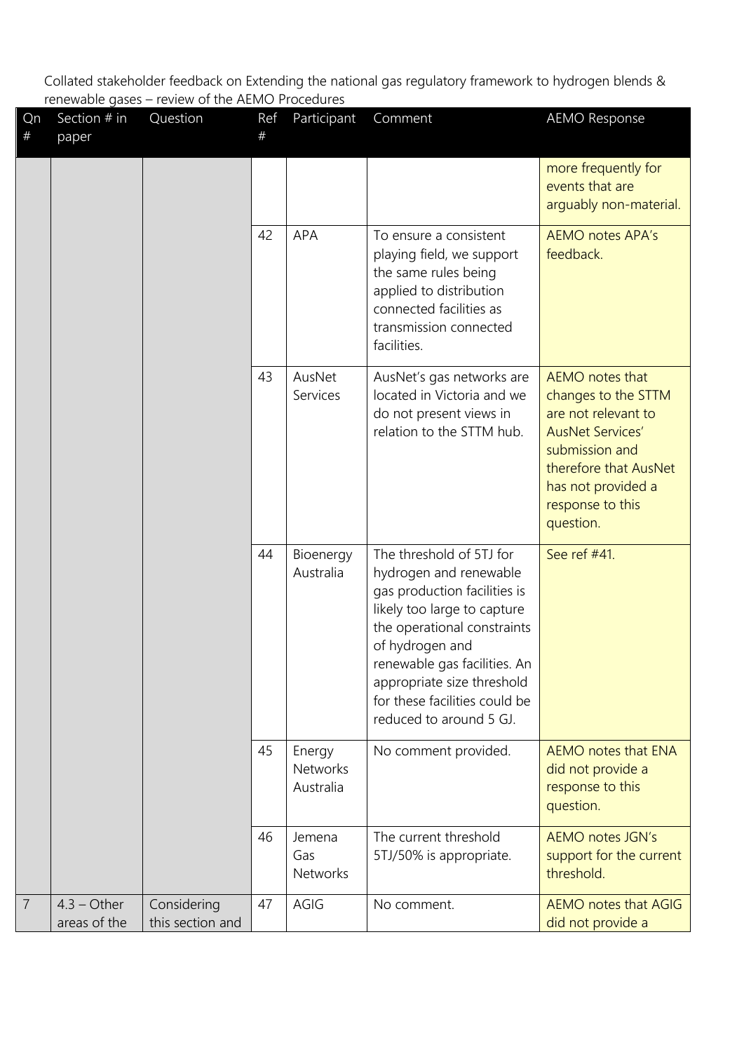Collated stakeholder feedback on Extending the national gas regulatory framework to hydrogen blends & renewable gases – review of the AEMO Procedures

| Qn # | Section # in paper | Question | Ref # | Participant | Comment | AEMO Response |
|---|---|---|---|---|---|---|
| | | | | | | more frequently for events that are arguably non-material. |
| | | | 42 | APA | To ensure a consistent playing field, we support the same rules being applied to distribution connected facilities as transmission connected facilities. | AEMO notes APA's feedback. |
| | | | 43 | AusNet Services | AusNet's gas networks are located in Victoria and we do not present views in relation to the STTM hub. | AEMO notes that changes to the STTM are not relevant to AusNet Services' submission and therefore that AusNet has not provided a response to this question. |
| | | | 44 | Bioenergy Australia | The threshold of 5TJ for hydrogen and renewable gas production facilities is likely too large to capture the operational constraints of hydrogen and renewable gas facilities. An appropriate size threshold for these facilities could be reduced to around 5 GJ. | See ref #41. |
| | | | 45 | Energy Networks Australia | No comment provided. | AEMO notes that ENA did not provide a response to this question. |
| | | | 46 | Jemena Gas Networks | The current threshold 5TJ/50% is appropriate. | AEMO notes JGN's support for the current threshold. |
| 7 | 4.3 – Other areas of the | Considering this section and | 47 | AGIG | No comment. | AEMO notes that AGIG did not provide a |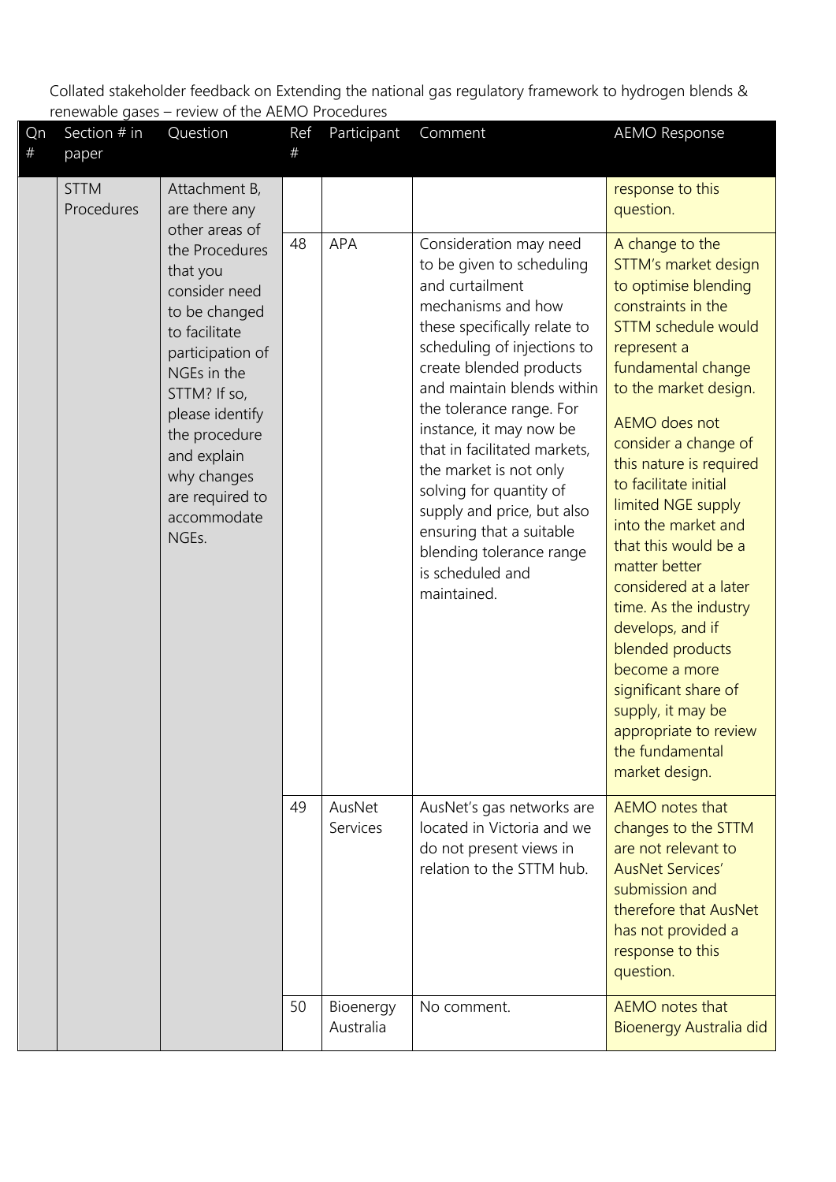Collated stakeholder feedback on Extending the national gas regulatory framework to hydrogen blends & renewable gases – review of the AEMO Procedures

| Qn # | Section # in paper | Question | Ref # | Participant | Comment | AEMO Response |
|---|---|---|---|---|---|---|
| | STTM Procedures | Attachment B, are there any other areas of the Procedures that you consider need to be changed to facilitate participation of NGEs in the STTM? If so, please identify the procedure and explain why changes are required to accommodate NGEs. | | | | response to this question. |
| | | | 48 | APA | Consideration may need to be given to scheduling and curtailment mechanisms and how these specifically relate to scheduling of injections to create blended products and maintain blends within the tolerance range. For instance, it may now be that in facilitated markets, the market is not only solving for quantity of supply and price, but also ensuring that a suitable blending tolerance range is scheduled and maintained. | A change to the STTM's market design to optimise blending constraints in the STTM schedule would represent a fundamental change to the market design. AEMO does not consider a change of this nature is required to facilitate initial limited NGE supply into the market and that this would be a matter better considered at a later time. As the industry develops, and if blended products become a more significant share of supply, it may be appropriate to review the fundamental market design. |
| | | | 49 | AusNet Services | AusNet's gas networks are located in Victoria and we do not present views in relation to the STTM hub. | AEMO notes that changes to the STTM are not relevant to AusNet Services' submission and therefore that AusNet has not provided a response to this question. |
| | | | 50 | Bioenergy Australia | No comment. | AEMO notes that Bioenergy Australia did |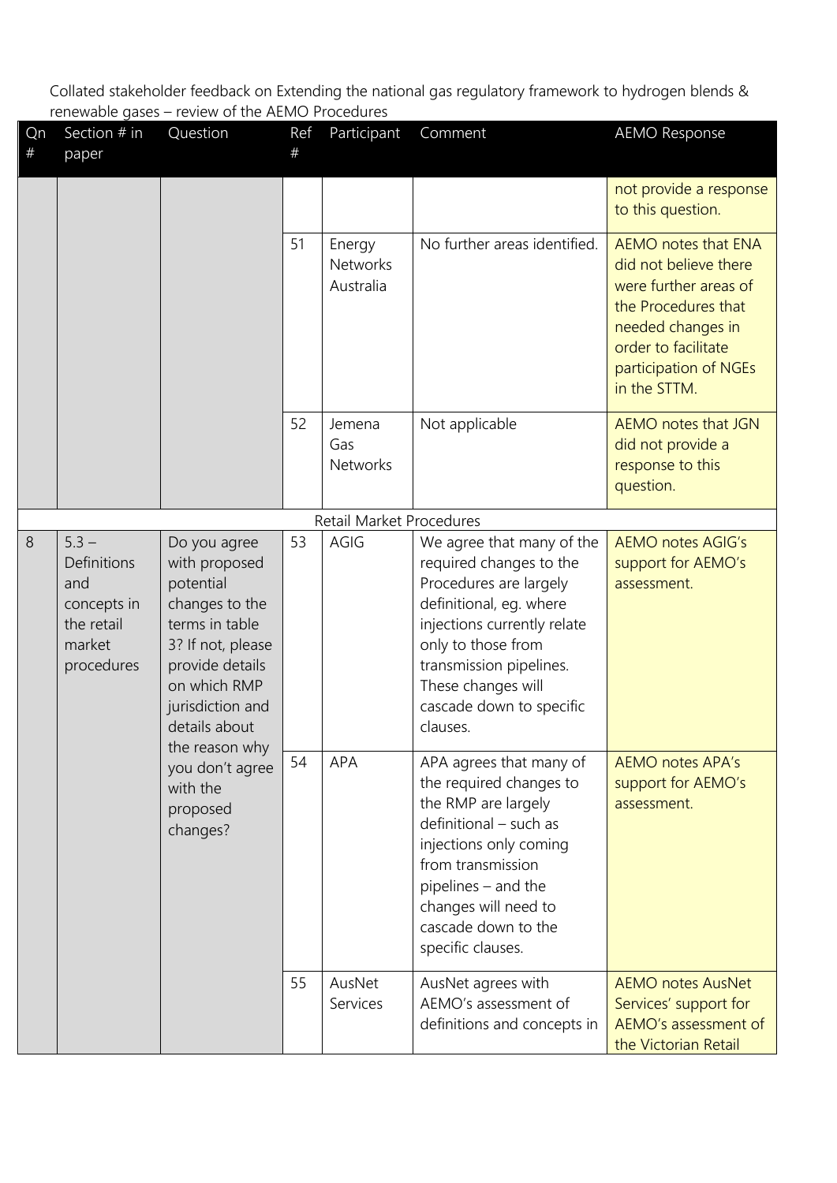Collated stakeholder feedback on Extending the national gas regulatory framework to hydrogen blends & renewable gases – review of the AEMO Procedures

| Qn # | Section # in paper | Question | Ref # | Participant | Comment | AEMO Response |
|---|---|---|---|---|---|---|
| | | | | | | not provide a response to this question. |
| | | | 51 | Energy Networks Australia | No further areas identified. | AEMO notes that ENA did not believe there were further areas of the Procedures that needed changes in order to facilitate participation of NGEs in the STTM. |
| | | | 52 | Jemena Gas Networks | Not applicable | AEMO notes that JGN did not provide a response to this question. |
| | | | | Retail Market Procedures | | |
| 8 | 5.3 – Definitions and concepts in the retail market procedures | Do you agree with proposed potential changes to the terms in table 3? If not, please provide details on which RMP jurisdiction and details about the reason why you don't agree with the proposed changes? | 53 | AGIG | We agree that many of the required changes to the Procedures are largely definitional, eg. where injections currently relate only to those from transmission pipelines. These changes will cascade down to specific clauses. | AEMO notes AGIG's support for AEMO's assessment. |
| | | | 54 | APA | APA agrees that many of the required changes to the RMP are largely definitional – such as injections only coming from transmission pipelines – and the changes will need to cascade down to the specific clauses. | AEMO notes APA's support for AEMO's assessment. |
| | | | 55 | AusNet Services | AusNet agrees with AEMO's assessment of definitions and concepts in | AEMO notes AusNet Services' support for AEMO's assessment of the Victorian Retail |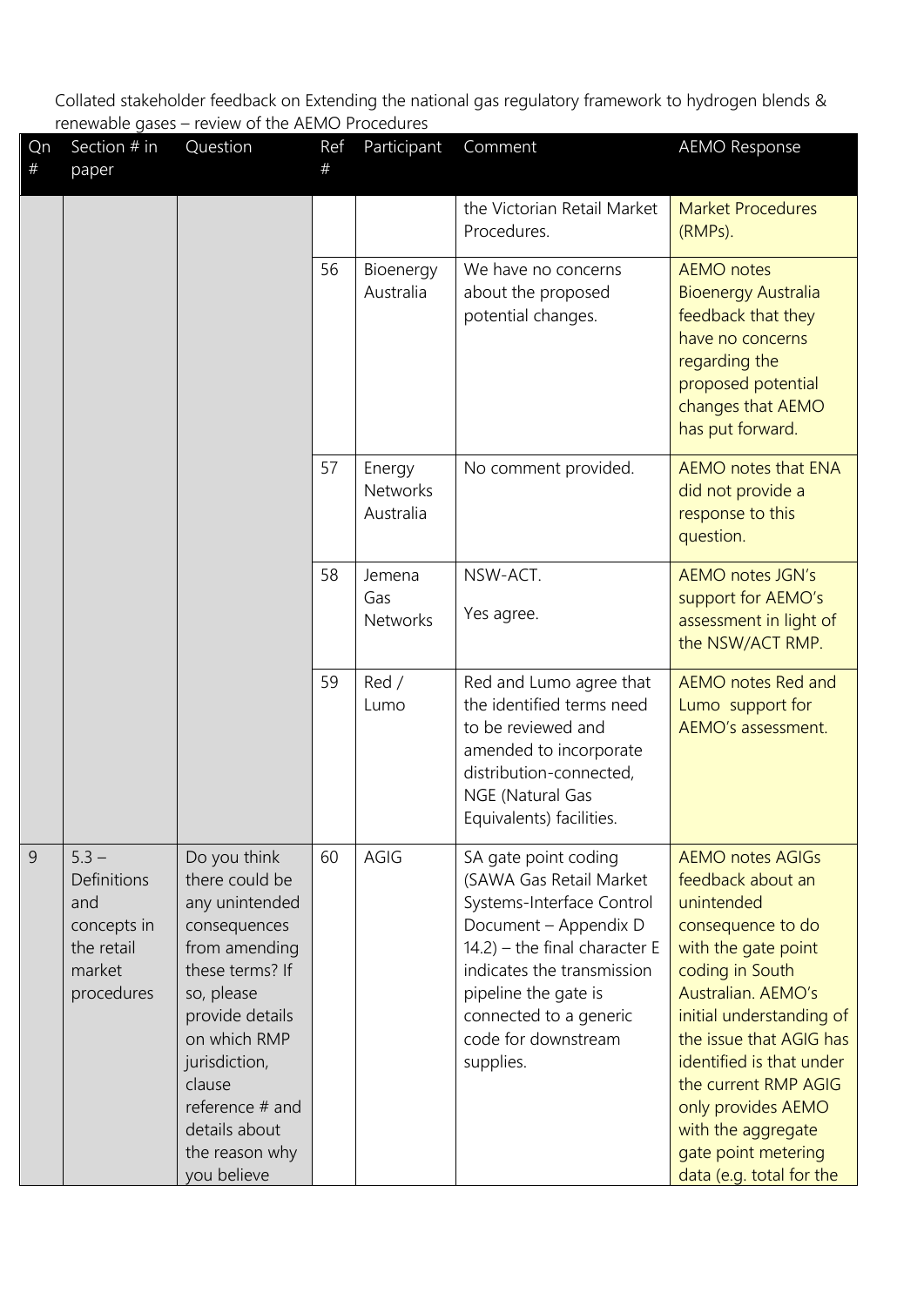Collated stakeholder feedback on Extending the national gas regulatory framework to hydrogen blends & renewable gases – review of the AEMO Procedures

| Qn # | Section # in paper | Question | Ref # | Participant | Comment | AEMO Response |
|---|---|---|---|---|---|---|
| | | | | | the Victorian Retail Market Procedures. | Market Procedures (RMPs). |
| | | | 56 | Bioenergy Australia | We have no concerns about the proposed potential changes. | AEMO notes Bioenergy Australia feedback that they have no concerns regarding the proposed potential changes that AEMO has put forward. |
| | | | 57 | Energy Networks Australia | No comment provided. | AEMO notes that ENA did not provide a response to this question. |
| | | | 58 | Jemena Gas Networks | NSW-ACT.<br><br>Yes agree. | AEMO notes JGN's support for AEMO's assessment in light of the NSW/ACT RMP. |
| | | | 59 | Red / Lumo | Red and Lumo agree that the identified terms need to be reviewed and amended to incorporate distribution-connected, NGE (Natural Gas Equivalents) facilities. | AEMO notes Red and Lumo support for AEMO's assessment. |
| 9 | 5.3 – Definitions and concepts in the retail market procedures | Do you think there could be any unintended consequences from amending these terms? If so, please provide details on which RMP jurisdiction, clause reference # and details about the reason why you believe | 60 | AGIG | SA gate point coding (SAWA Gas Retail Market Systems-Interface Control Document – Appendix D 14.2) – the final character E indicates the transmission pipeline the gate is connected to a generic code for downstream supplies. | AEMO notes AGIGs feedback about an unintended consequence to do with the gate point coding in South Australian. AEMO's initial understanding of the issue that AGIG has identified is that under the current RMP AGIG only provides AEMO with the aggregate gate point metering data (e.g. total for the |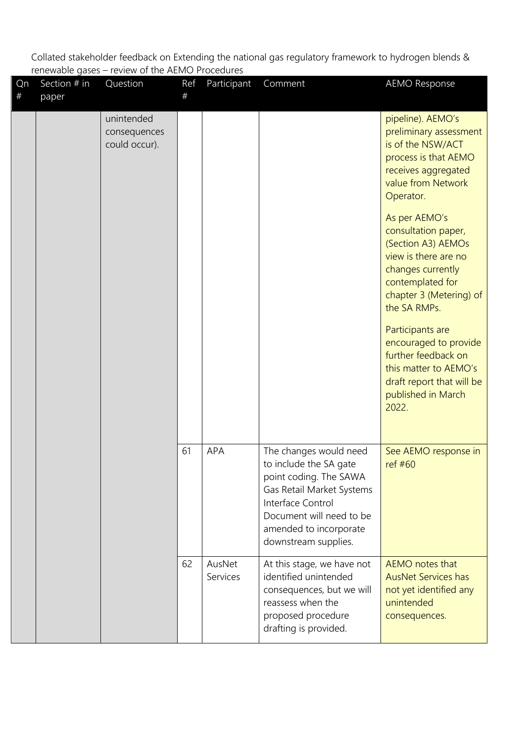Collated stakeholder feedback on Extending the national gas regulatory framework to hydrogen blends & renewable gases – review of the AEMO Procedures

| Qn # | Section # in paper | Question | Ref # | Participant | Comment | AEMO Response |
|---|---|---|---|---|---|---|
| | | unintended consequences could occur). | | | | pipeline). AEMO's preliminary assessment is of the NSW/ACT process is that AEMO receives aggregated value from Network Operator.<br><br>As per AEMO's consultation paper, (Section A3) AEMOs view is there are no changes currently contemplated for chapter 3 (Metering) of the SA RMPs.<br><br>Participants are encouraged to provide further feedback on this matter to AEMO's draft report that will be published in March 2022. |
| | | | 61 | APA | The changes would need to include the SA gate point coding. The SAWA Gas Retail Market Systems Interface Control Document will need to be amended to incorporate downstream supplies. | See AEMO response in ref #60 |
| | | | 62 | AusNet Services | At this stage, we have not identified unintended consequences, but we will reassess when the proposed procedure drafting is provided. | AEMO notes that AusNet Services has not yet identified any unintended consequences. |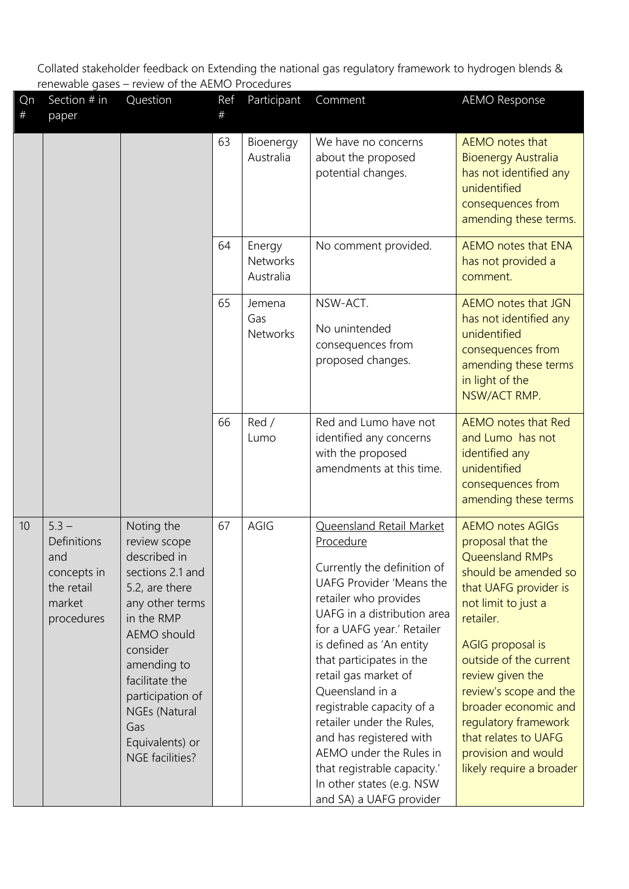Collated stakeholder feedback on Extending the national gas regulatory framework to hydrogen blends & renewable gases – review of the AEMO Procedures

| Qn # | Section # in paper | Question | Ref # | Participant | Comment | AEMO Response |
|---|---|---|---|---|---|---|
| | | | 63 | Bioenergy Australia | We have no concerns about the proposed potential changes. | AEMO notes that Bioenergy Australia has not identified any unidentified consequences from amending these terms. |
| | | | 64 | Energy Networks Australia | No comment provided. | AEMO notes that ENA has not provided a comment. |
| | | | 65 | Jemena Gas Networks | NSW-ACT.<br><br>No unintended consequences from proposed changes. | AEMO notes that JGN has not identified any unidentified consequences from amending these terms in light of the NSW/ACT RMP. |
| | | | 66 | Red / Lumo | Red and Lumo have not identified any concerns with the proposed amendments at this time. | AEMO notes that Red and Lumo has not identified any unidentified consequences from amending these terms |
| 10 | 5.3 – Definitions and concepts in the retail market procedures | Noting the review scope described in sections 2.1 and 5.2, are there any other terms in the RMP AEMO should consider amending to facilitate the participation of NGEs (Natural Gas Equivalents) or NGE facilities? | 67 | AGIG | Queensland Retail Market Procedure<br><br>Currently the definition of UAFG Provider 'Means the retailer who provides UAFG in a distribution area for a UAFG year.' Retailer is defined as 'An entity that participates in the retail gas market of Queensland in a registrable capacity of a retailer under the Rules, and has registered with AEMO under the Rules in that registrable capacity.' In other states (e.g. NSW and SA) a UAFG provider | AEMO notes AGIGs proposal that the Queensland RMPs should be amended so that UAFG provider is not limit to just a retailer.<br><br>AGIG proposal is outside of the current review given the review's scope and the broader economic and regulatory framework that relates to UAFG provision and would likely require a broader |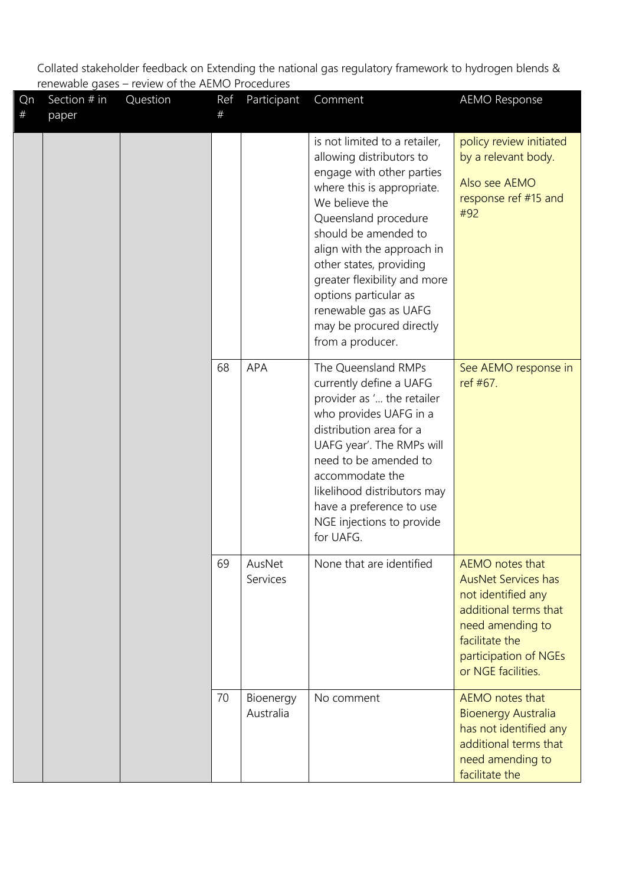Collated stakeholder feedback on Extending the national gas regulatory framework to hydrogen blends & renewable gases – review of the AEMO Procedures

| Qn # | Section # in paper | Question | Ref # | Participant | Comment | AEMO Response |
|---|---|---|---|---|---|---|
| | | | | | is not limited to a retailer, allowing distributors to engage with other parties where this is appropriate. We believe the Queensland procedure should be amended to align with the approach in other states, providing greater flexibility and more options particular as renewable gas as UAFG may be procured directly from a producer. | policy review initiated by a relevant body.<br><br>Also see AEMO response ref #15 and #92 |
| | | | 68 | APA | The Queensland RMPs currently define a UAFG provider as '... the retailer who provides UAFG in a distribution area for a UAFG year'. The RMPs will need to be amended to accommodate the likelihood distributors may have a preference to use NGE injections to provide for UAFG. | See AEMO response in ref #67. |
| | | | 69 | AusNet Services | None that are identified | AEMO notes that AusNet Services has not identified any additional terms that need amending to facilitate the participation of NGEs or NGE facilities. |
| | | | 70 | Bioenergy Australia | No comment | AEMO notes that Bioenergy Australia has not identified any additional terms that need amending to facilitate the |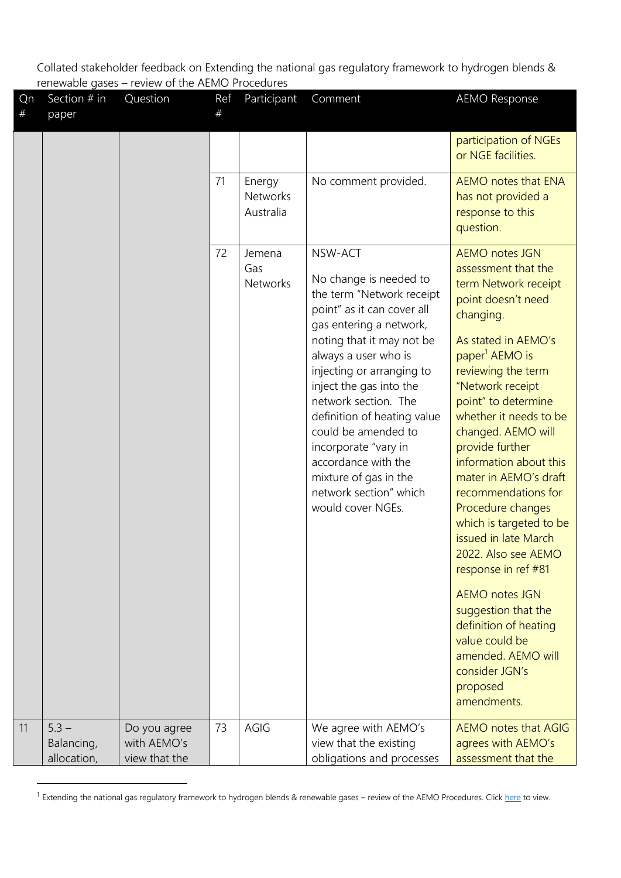Collated stakeholder feedback on Extending the national gas regulatory framework to hydrogen blends & renewable gases – review of the AEMO Procedures

| Qn # | Section # in paper | Question | Ref # | Participant | Comment | AEMO Response |
|---|---|---|---|---|---|---|
| | | | | | | participation of NGEs or NGE facilities. |
| | | | 71 | Energy Networks Australia | No comment provided. | AEMO notes that ENA has not provided a response to this question. |
| | | | 72 | Jemena Gas Networks | NSW-ACT<br><br>No change is needed to the term "Network receipt point" as it can cover all gas entering a network, noting that it may not be always a user who is injecting or arranging to inject the gas into the network section. The definition of heating value could be amended to incorporate "vary in accordance with the mixture of gas in the network section" which would cover NGEs. | AEMO notes JGN assessment that the term Network receipt point doesn't need changing.<br><br>As stated in AEMO's paper[1] AEMO is reviewing the term "Network receipt point" to determine whether it needs to be changed. AEMO will provide further information about this mater in AEMO's draft recommendations for Procedure changes which is targeted to be issued in late March 2022. Also see AEMO response in ref #81<br><br>AEMO notes JGN suggestion that the definition of heating value could be amended. AEMO will consider JGN's proposed amendments. |
| 11 | 5.3 – Balancing, allocation, | Do you agree with AEMO's view that the | 73 | AGIG | We agree with AEMO's view that the existing obligations and processes | AEMO notes that AGIG agrees with AEMO's assessment that the |

[1] Extending the national gas regulatory framework to hydrogen blends & renewable gases – review of the AEMO Procedures. Click here to view.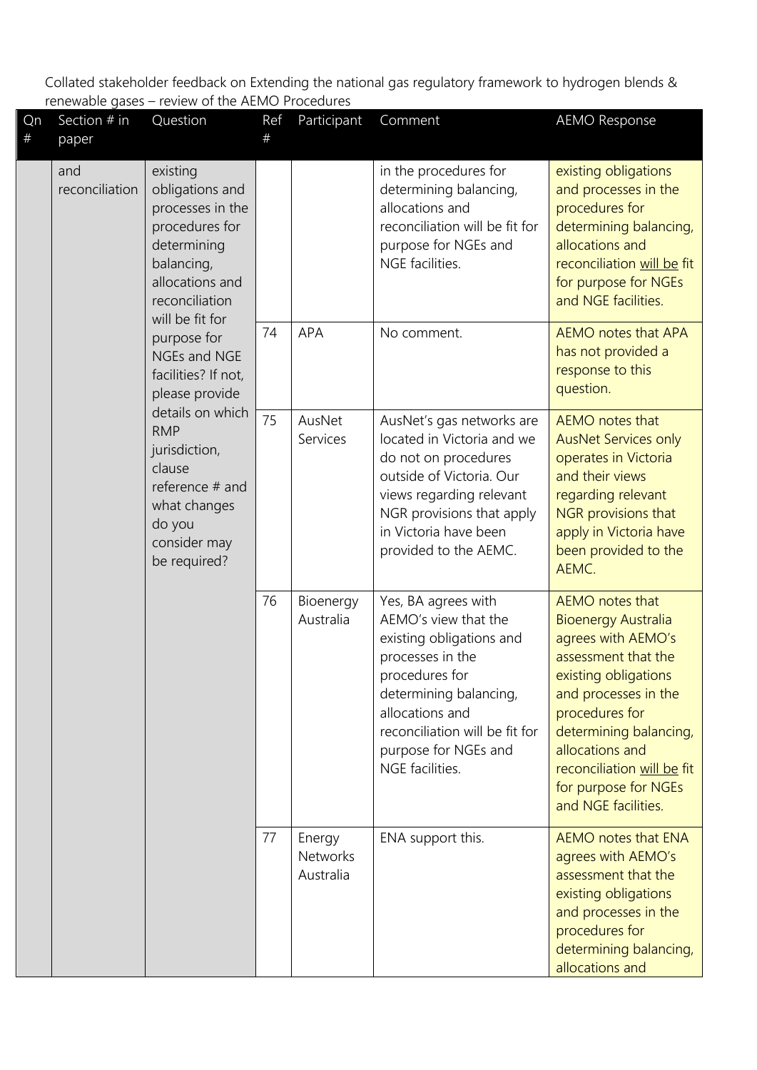Collated stakeholder feedback on Extending the national gas regulatory framework to hydrogen blends & renewable gases – review of the AEMO Procedures

| Qn # | Section # in paper | Question | Ref # | Participant | Comment | AEMO Response |
| --- | --- | --- | --- | --- | --- | --- |
| | and reconciliation | existing obligations and processes in the procedures for determining balancing, allocations and reconciliation will be fit for purpose for NGEs and NGE facilities? If not, please provide details on which RMP jurisdiction, clause reference # and what changes do you consider may be required? | | | in the procedures for determining balancing, allocations and reconciliation will be fit for purpose for NGEs and NGE facilities. | existing obligations and processes in the procedures for determining balancing, allocations and reconciliation will be fit for purpose for NGEs and NGE facilities. |
| | | | 74 | APA | No comment. | AEMO notes that APA has not provided a response to this question. |
| | | | 75 | AusNet Services | AusNet's gas networks are located in Victoria and we do not on procedures outside of Victoria. Our views regarding relevant NGR provisions that apply in Victoria have been provided to the AEMC. | AEMO notes that AusNet Services only operates in Victoria and their views regarding relevant NGR provisions that apply in Victoria have been provided to the AEMC. |
| | | | 76 | Bioenergy Australia | Yes, BA agrees with AEMO's view that the existing obligations and processes in the procedures for determining balancing, allocations and reconciliation will be fit for purpose for NGEs and NGE facilities. | AEMO notes that Bioenergy Australia agrees with AEMO's assessment that the existing obligations and processes in the procedures for determining balancing, allocations and reconciliation will be fit for purpose for NGEs and NGE facilities. |
| | | | 77 | Energy Networks Australia | ENA support this. | AEMO notes that ENA agrees with AEMO's assessment that the existing obligations and processes in the procedures for determining balancing, allocations and |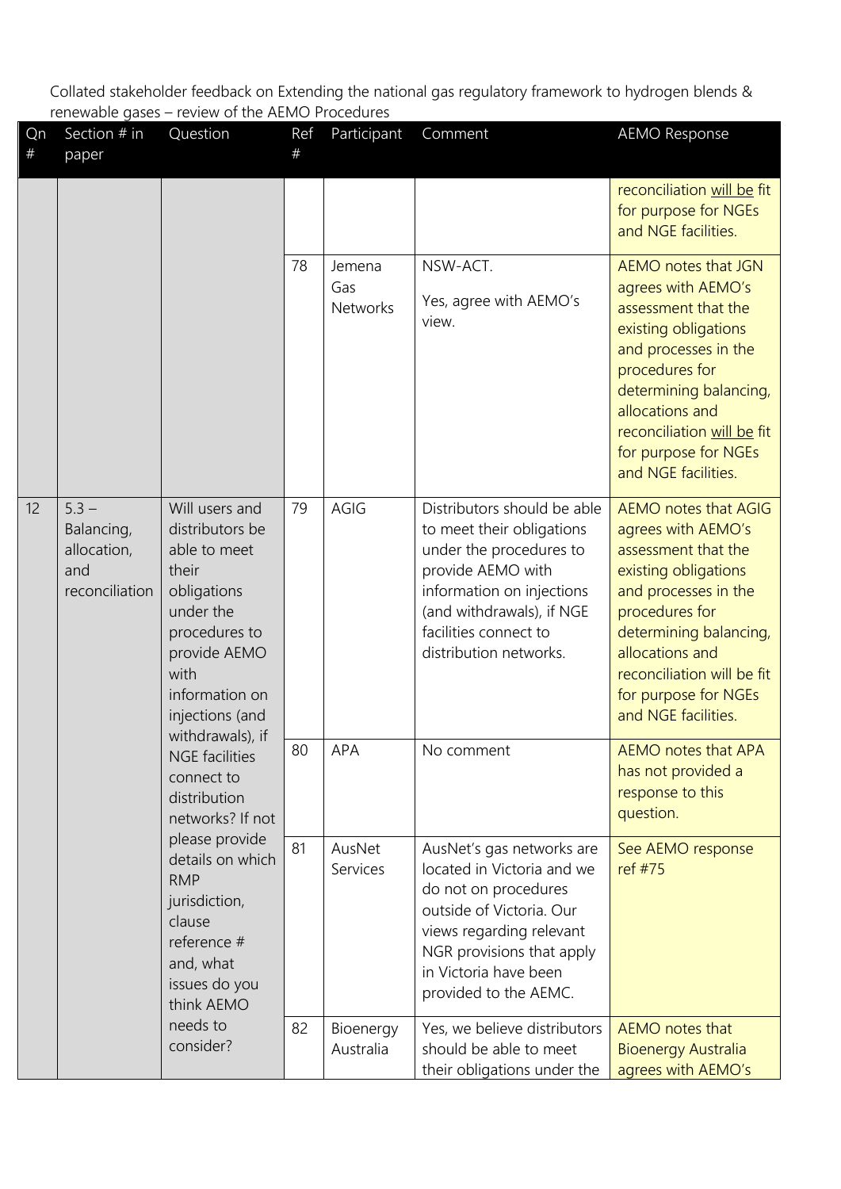Collated stakeholder feedback on Extending the national gas regulatory framework to hydrogen blends & renewable gases – review of the AEMO Procedures

| Qn # | Section # in paper | Question | Ref # | Participant | Comment | AEMO Response |
|---|---|---|---|---|---|---|
| | | | | | | reconciliation will be fit for purpose for NGEs and NGE facilities. |
| | | | 78 | Jemena Gas Networks | NSW-ACT.<br><br>Yes, agree with AEMO's view. | AEMO notes that JGN agrees with AEMO's assessment that the existing obligations and processes in the procedures for determining balancing, allocations and reconciliation will be fit for purpose for NGEs and NGE facilities. |
| 12 | 5.3 – Balancing, allocation, and reconciliation | Will users and distributors be able to meet their obligations under the procedures to provide AEMO with information on injections (and withdrawals), if NGE facilities connect to distribution networks? If not please provide details on which RMP jurisdiction, clause reference # and, what issues do you think AEMO needs to consider? | 79 | AGIG | Distributors should be able to meet their obligations under the procedures to provide AEMO with information on injections (and withdrawals), if NGE facilities connect to distribution networks. | AEMO notes that AGIG agrees with AEMO's assessment that the existing obligations and processes in the procedures for determining balancing, allocations and reconciliation will be fit for purpose for NGEs and NGE facilities. |
| | | | 80 | APA | No comment | AEMO notes that APA has not provided a response to this question. |
| | | | 81 | AusNet Services | AusNet's gas networks are located in Victoria and we do not on procedures outside of Victoria. Our views regarding relevant NGR provisions that apply in Victoria have been provided to the AEMC. | See AEMO response ref #75 |
| | | | 82 | Bioenergy Australia | Yes, we believe distributors should be able to meet their obligations under the | AEMO notes that Bioenergy Australia agrees with AEMO's |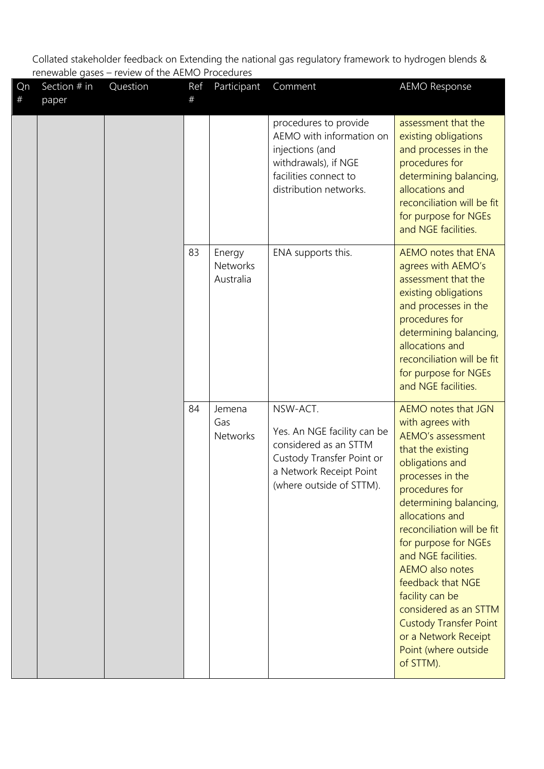Collated stakeholder feedback on Extending the national gas regulatory framework to hydrogen blends & renewable gases – review of the AEMO Procedures

| Qn # | Section # in paper | Question | Ref # | Participant | Comment | AEMO Response |
|---|---|---|---|---|---|---|
| | | | | | procedures to provide AEMO with information on injections (and withdrawals), if NGE facilities connect to distribution networks. | assessment that the existing obligations and processes in the procedures for determining balancing, allocations and reconciliation will be fit for purpose for NGEs and NGE facilities. |
| | | | 83 | Energy Networks Australia | ENA supports this. | AEMO notes that ENA agrees with AEMO's assessment that the existing obligations and processes in the procedures for determining balancing, allocations and reconciliation will be fit for purpose for NGEs and NGE facilities. |
| | | | 84 | Jemena Gas Networks | NSW-ACT.<br><br>Yes. An NGE facility can be considered as an STTM Custody Transfer Point or a Network Receipt Point (where outside of STTM). | AEMO notes that JGN with agrees with AEMO's assessment that the existing obligations and processes in the procedures for determining balancing, allocations and reconciliation will be fit for purpose for NGEs and NGE facilities. AEMO also notes feedback that NGE facility can be considered as an STTM Custody Transfer Point or a Network Receipt Point (where outside of STTM). |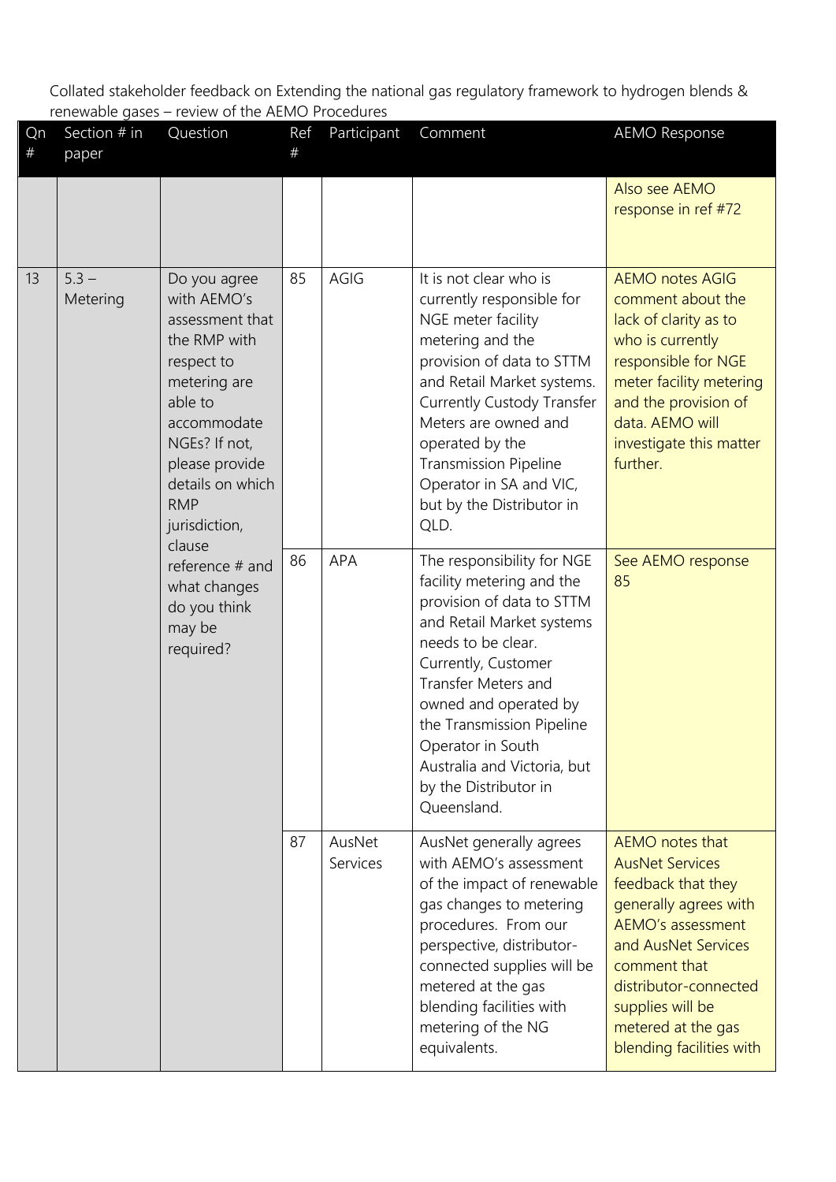Collated stakeholder feedback on Extending the national gas regulatory framework to hydrogen blends & renewable gases – review of the AEMO Procedures

| Qn # | Section # in paper | Question | Ref # | Participant | Comment | AEMO Response |
|---|---|---|---|---|---|---|
| | | | | | | Also see AEMO response in ref #72 |
| 13 | 5.3 – Metering | Do you agree with AEMO's assessment that the RMP with respect to metering are able to accommodate NGEs? If not, please provide details on which RMP jurisdiction, clause reference # and what changes do you think may be required? | 85 | AGIG | It is not clear who is currently responsible for NGE meter facility metering and the provision of data to STTM and Retail Market systems. Currently Custody Transfer Meters are owned and operated by the Transmission Pipeline Operator in SA and VIC, but by the Distributor in QLD. | AEMO notes AGIG comment about the lack of clarity as to who is currently responsible for NGE meter facility metering and the provision of data. AEMO will investigate this matter further. |
| | | | 86 | APA | The responsibility for NGE facility metering and the provision of data to STTM and Retail Market systems needs to be clear. Currently, Customer Transfer Meters and owned and operated by the Transmission Pipeline Operator in South Australia and Victoria, but by the Distributor in Queensland. | See AEMO response 85 |
| | | | 87 | AusNet Services | AusNet generally agrees with AEMO's assessment of the impact of renewable gas changes to metering procedures. From our perspective, distributor-connected supplies will be metered at the gas blending facilities with metering of the NG equivalents. | AEMO notes that AusNet Services feedback that they generally agrees with AEMO's assessment and AusNet Services comment that distributor-connected supplies will be metered at the gas blending facilities with |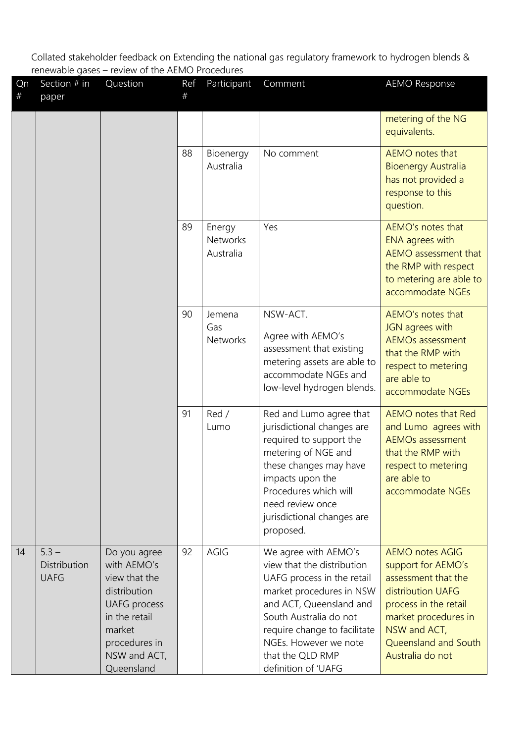Collated stakeholder feedback on Extending the national gas regulatory framework to hydrogen blends & renewable gases – review of the AEMO Procedures

| Qn # | Section # in paper | Question | Ref # | Participant | Comment | AEMO Response |
|---|---|---|---|---|---|---|
| | | | | | | metering of the NG equivalents. |
| | | | 88 | Bioenergy Australia | No comment | AEMO notes that Bioenergy Australia has not provided a response to this question. |
| | | | 89 | Energy Networks Australia | Yes | AEMO's notes that ENA agrees with AEMO assessment that the RMP with respect to metering are able to accommodate NGEs |
| | | | 90 | Jemena Gas Networks | NSW-ACT.<br>Agree with AEMO's assessment that existing metering assets are able to accommodate NGEs and low-level hydrogen blends. | AEMO's notes that JGN agrees with AEMOs assessment that the RMP with respect to metering are able to accommodate NGEs |
| | | | 91 | Red / Lumo | Red and Lumo agree that jurisdictional changes are required to support the metering of NGE and these changes may have impacts upon the Procedures which will need review once jurisdictional changes are proposed. | AEMO notes that Red and Lumo agrees with AEMOs assessment that the RMP with respect to metering are able to accommodate NGEs |
| 14 | 5.3 – Distribution UAFG | Do you agree with AEMO's view that the distribution UAFG process in the retail market procedures in NSW and ACT, Queensland | 92 | AGIG | We agree with AEMO's view that the distribution UAFG process in the retail market procedures in NSW and ACT, Queensland and South Australia do not require change to facilitate NGEs. However we note that the QLD RMP definition of 'UAFG | AEMO notes AGIG support for AEMO's assessment that the distribution UAFG process in the retail market procedures in NSW and ACT, Queensland and South Australia do not |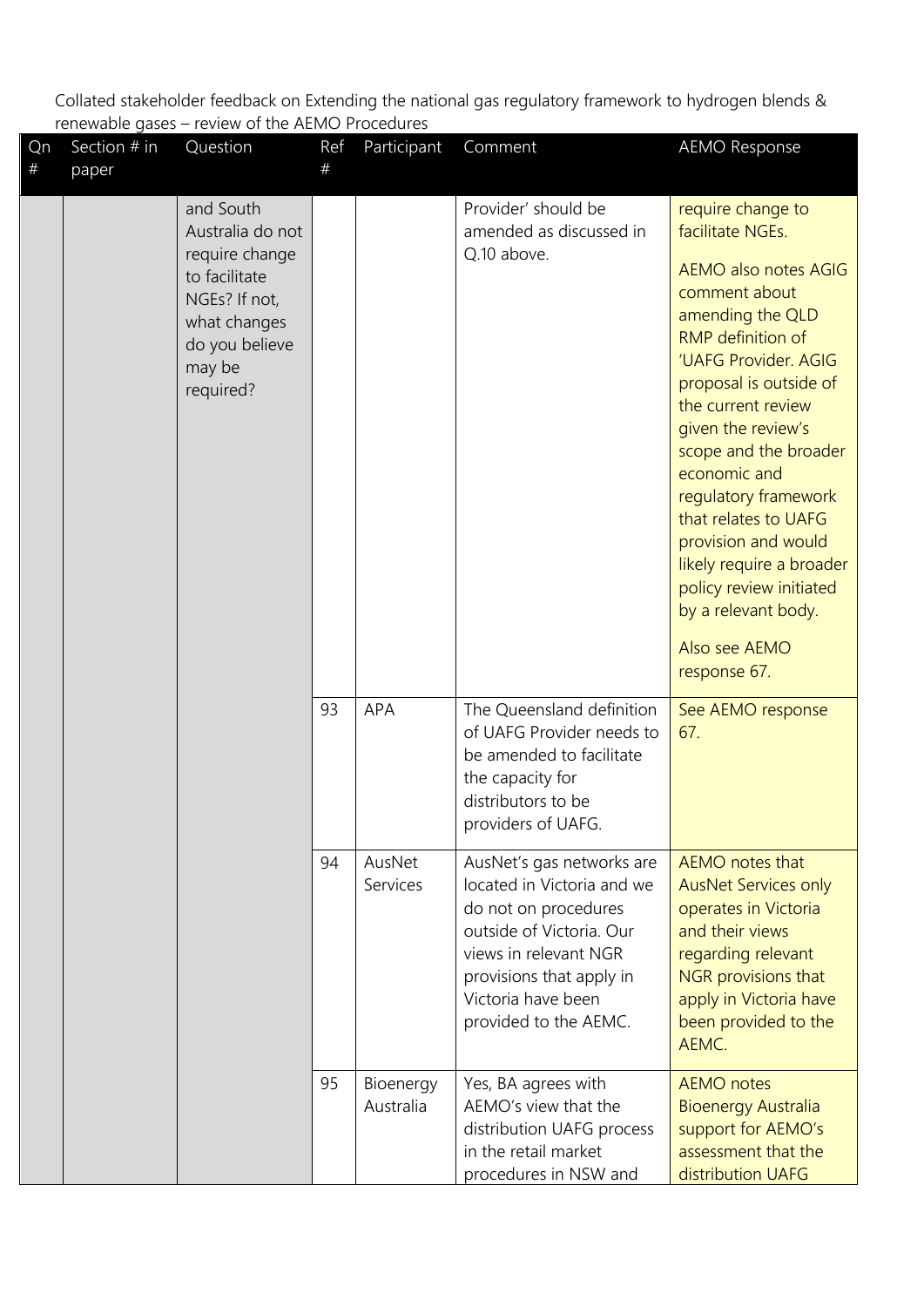Collated stakeholder feedback on Extending the national gas regulatory framework to hydrogen blends & renewable gases – review of the AEMO Procedures

| Qn # | Section # in paper | Question | Ref # | Participant | Comment | AEMO Response |
|---|---|---|---|---|---|---|
| | | and South Australia do not require change to facilitate NGEs? If not, what changes do you believe may be required? | | | Provider' should be amended as discussed in Q.10 above. | require change to facilitate NGEs.<br><br>AEMO also notes AGIG comment about amending the QLD RMP definition of 'UAFG Provider. AGIG proposal is outside of the current review given the review's scope and the broader economic and regulatory framework that relates to UAFG provision and would likely require a broader policy review initiated by a relevant body.<br><br>Also see AEMO response 67. |
| | | | 93 | APA | The Queensland definition of UAFG Provider needs to be amended to facilitate the capacity for distributors to be providers of UAFG. | See AEMO response 67. |
| | | | 94 | AusNet Services | AusNet's gas networks are located in Victoria and we do not on procedures outside of Victoria. Our views in relevant NGR provisions that apply in Victoria have been provided to the AEMC. | AEMO notes that AusNet Services only operates in Victoria and their views regarding relevant NGR provisions that apply in Victoria have been provided to the AEMC. |
| | | | 95 | Bioenergy Australia | Yes, BA agrees with AEMO's view that the distribution UAFG process in the retail market procedures in NSW and | AEMO notes Bioenergy Australia support for AEMO's assessment that the distribution UAFG |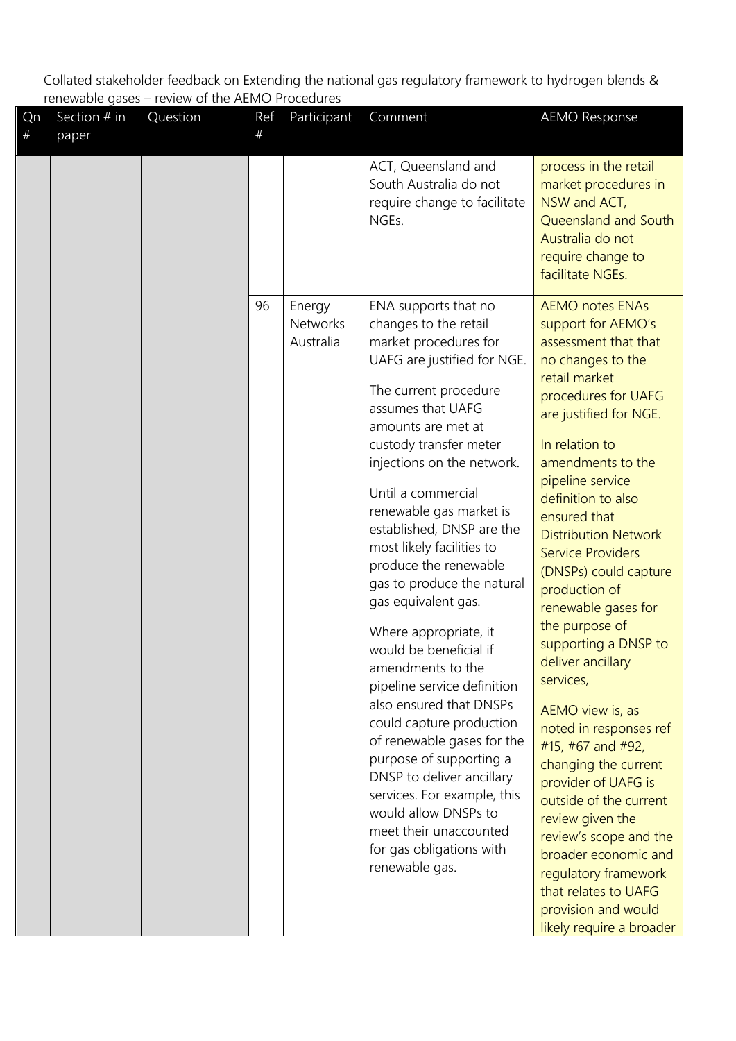Collated stakeholder feedback on Extending the national gas regulatory framework to hydrogen blends & renewable gases – review of the AEMO Procedures

| Qn # | Section # in paper | Question | Ref # | Participant | Comment | AEMO Response |
|---|---|---|---|---|---|---|
| | | | | | ACT, Queensland and South Australia do not require change to facilitate NGEs. | process in the retail market procedures in NSW and ACT, Queensland and South Australia do not require change to facilitate NGEs. |
| | | | 96 | Energy Networks Australia | ENA supports that no changes to the retail market procedures for UAFG are justified for NGE.<br><br>The current procedure assumes that UAFG amounts are met at custody transfer meter injections on the network.<br><br>Until a commercial renewable gas market is established, DNSP are the most likely facilities to produce the renewable gas to produce the natural gas equivalent gas.<br><br>Where appropriate, it would be beneficial if amendments to the pipeline service definition also ensured that DNSPs could capture production of renewable gases for the purpose of supporting a DNSP to deliver ancillary services. For example, this would allow DNSPs to meet their unaccounted for gas obligations with renewable gas. | AEMO notes ENAs support for AEMO's assessment that that no changes to the retail market procedures for UAFG are justified for NGE.<br><br>In relation to amendments to the pipeline service definition to also ensured that Distribution Network Service Providers (DNSPs) could capture production of renewable gases for the purpose of supporting a DNSP to deliver ancillary services,<br><br>AEMO view is, as noted in responses ref #15, #67 and #92, changing the current provider of UAFG is outside of the current review given the review's scope and the broader economic and regulatory framework that relates to UAFG provision and would likely require a broader |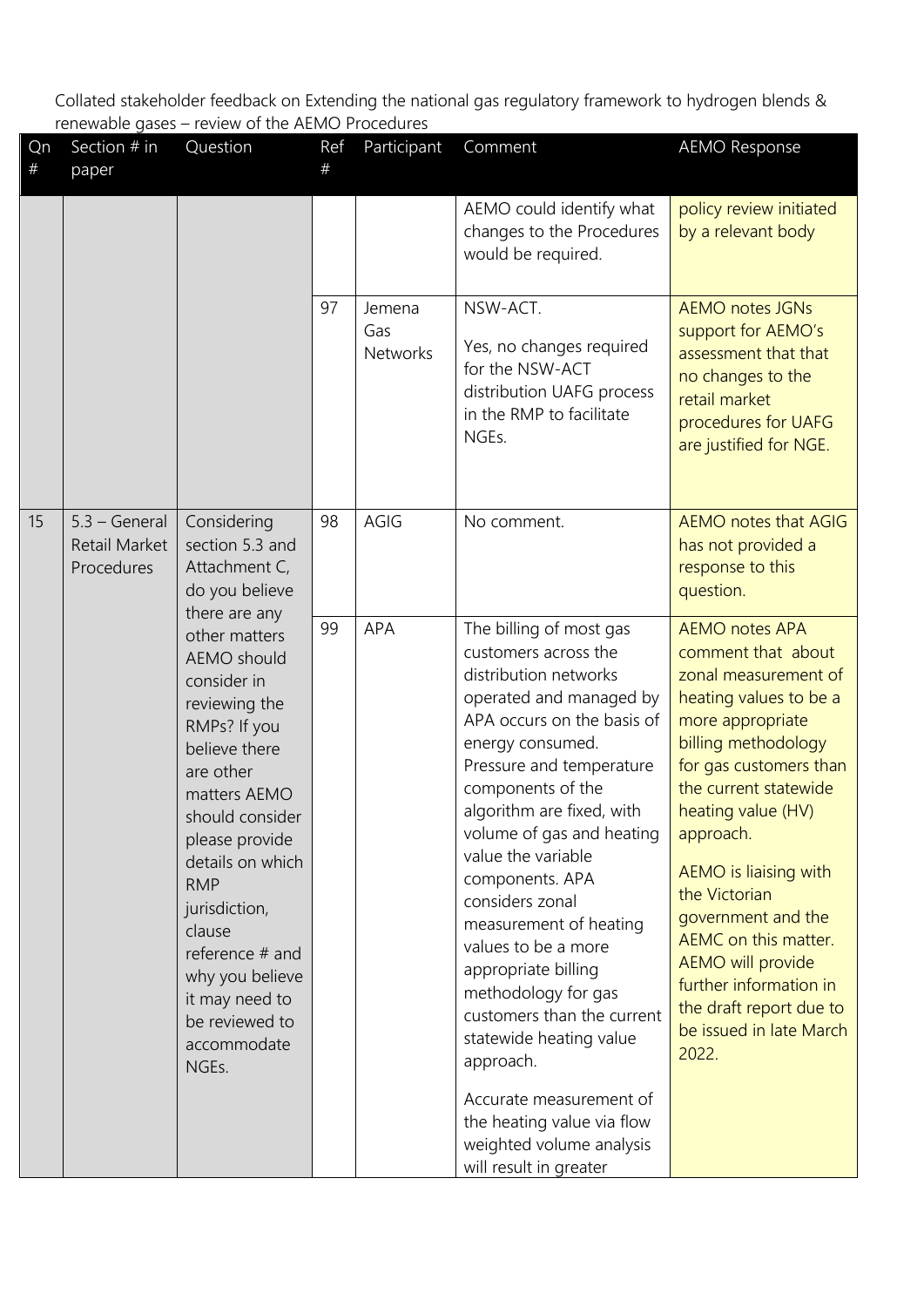Collated stakeholder feedback on Extending the national gas regulatory framework to hydrogen blends & renewable gases – review of the AEMO Procedures

| Qn # | Section # in paper | Question | Ref # | Participant | Comment | AEMO Response |
|---|---|---|---|---|---|---|
| | | | | | AEMO could identify what changes to the Procedures would be required. | policy review initiated by a relevant body |
| | | | 97 | Jemena Gas Networks | NSW-ACT.<br><br>Yes, no changes required for the NSW-ACT distribution UAFG process in the RMP to facilitate NGEs. | AEMO notes JGNs support for AEMO's assessment that that no changes to the retail market procedures for UAFG are justified for NGE. |
| 15 | 5.3 – General Retail Market Procedures | Considering section 5.3 and Attachment C, do you believe there are any other matters AEMO should consider in reviewing the RMPs? If you believe there are other matters AEMO should consider please provide details on which RMP jurisdiction, clause reference # and why you believe it may need to be reviewed to accommodate NGEs. | 98 | AGIG | No comment. | AEMO notes that AGIG has not provided a response to this question. |
| | | | 99 | APA | The billing of most gas customers across the distribution networks operated and managed by APA occurs on the basis of energy consumed. Pressure and temperature components of the algorithm are fixed, with volume of gas and heating value the variable components. APA considers zonal measurement of heating values to be a more appropriate billing methodology for gas customers than the current statewide heating value approach.<br><br>Accurate measurement of the heating value via flow weighted volume analysis will result in greater | AEMO notes APA comment that about zonal measurement of heating values to be a more appropriate billing methodology for gas customers than the current statewide heating value (HV) approach.<br><br>AEMO is liaising with the Victorian government and the AEMC on this matter. AEMO will provide further information in the draft report due to be issued in late March 2022. |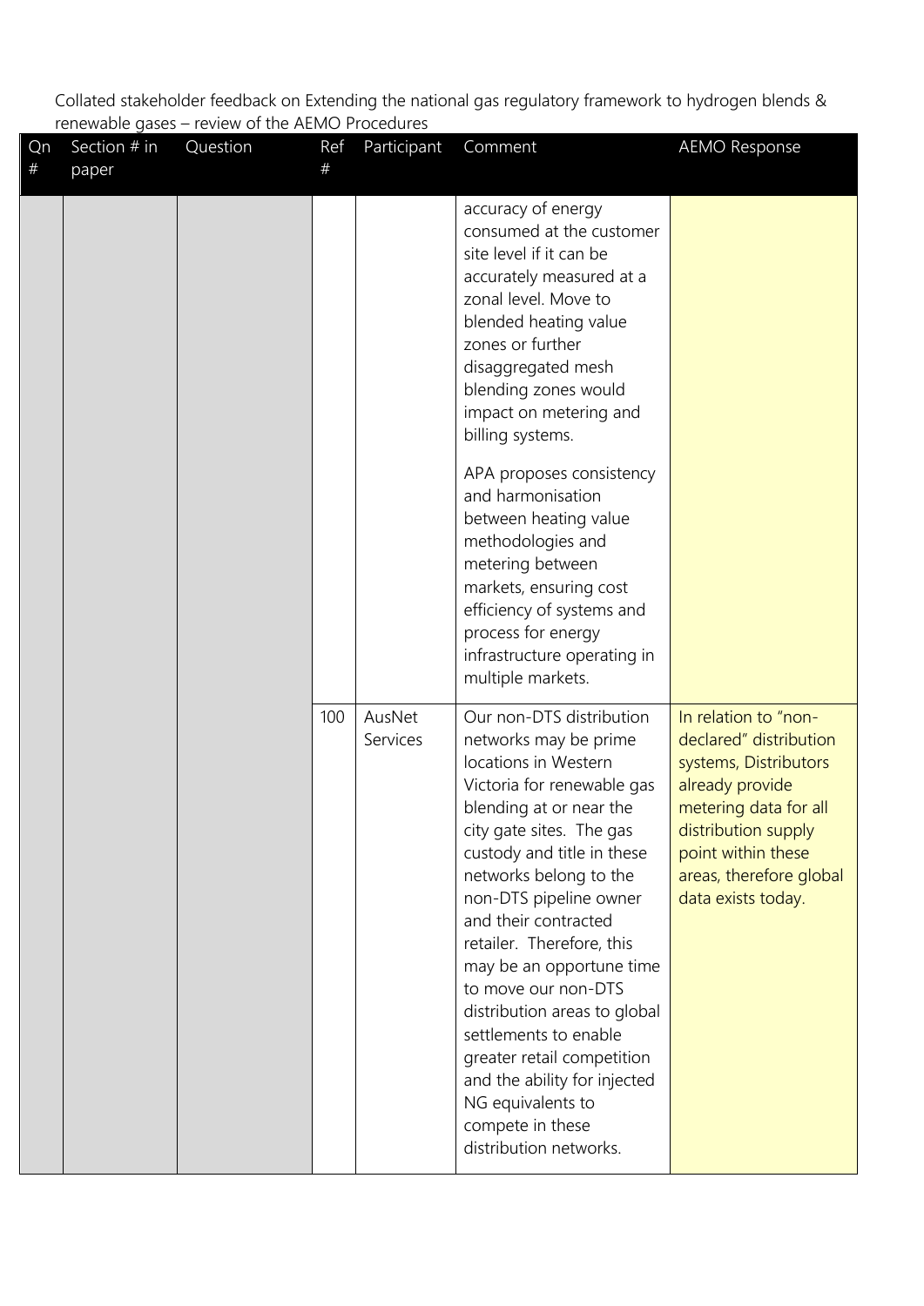Collated stakeholder feedback on Extending the national gas regulatory framework to hydrogen blends & renewable gases – review of the AEMO Procedures

| Qn # | Section # in paper | Question | Ref # | Participant | Comment | AEMO Response |
|---|---|---|---|---|---|---|
| | | | | | accuracy of energy consumed at the customer site level if it can be accurately measured at a zonal level. Move to blended heating value zones or further disaggregated mesh blending zones would impact on metering and billing systems.<br><br>APA proposes consistency and harmonisation between heating value methodologies and metering between markets, ensuring cost efficiency of systems and process for energy infrastructure operating in multiple markets. | |
| | | | 100 | AusNet Services | Our non-DTS distribution networks may be prime locations in Western Victoria for renewable gas blending at or near the city gate sites. The gas custody and title in these networks belong to the non-DTS pipeline owner and their contracted retailer. Therefore, this may be an opportune time to move our non-DTS distribution areas to global settlements to enable greater retail competition and the ability for injected NG equivalents to compete in these distribution networks. | In relation to "non-declared" distribution systems, Distributors already provide metering data for all distribution supply point within these areas, therefore global data exists today. |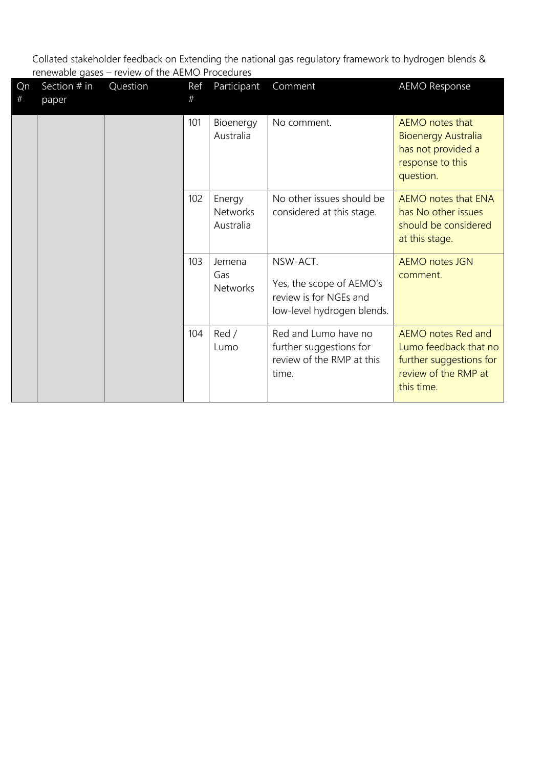Collated stakeholder feedback on Extending the national gas regulatory framework to hydrogen blends & renewable gases – review of the AEMO Procedures

| Qn # | Section # in paper | Question | Ref # | Participant | Comment | AEMO Response |
|---|---|---|---|---|---|---|
| | | | 101 | Bioenergy Australia | No comment. | AEMO notes that Bioenergy Australia has not provided a response to this question. |
| | | | 102 | Energy Networks Australia | No other issues should be considered at this stage. | AEMO notes that ENA has No other issues should be considered at this stage. |
| | | | 103 | Jemena Gas Networks | NSW-ACT.<br>Yes, the scope of AEMO's review is for NGEs and low-level hydrogen blends. | AEMO notes JGN comment. |
| | | | 104 | Red / Lumo | Red and Lumo have no further suggestions for review of the RMP at this time. | AEMO notes Red and Lumo feedback that no further suggestions for review of the RMP at this time. |